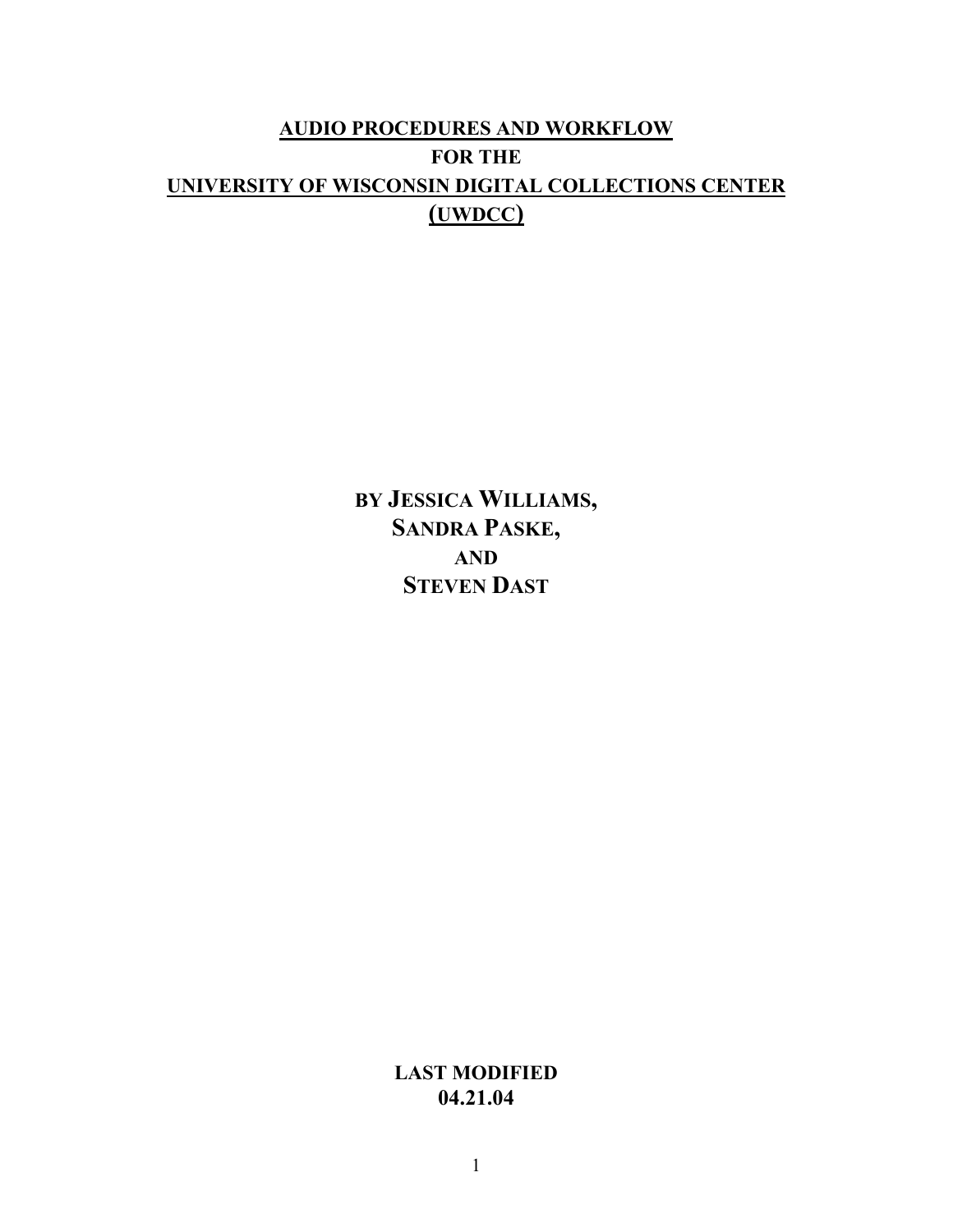# AUDIO PROCEDURES AND WORKFLOW FOR THE UNIVERSITY OF WISCONSIN DIGITAL COLLECTIONS CENTER (UWDCC)

**BY JESSICA WILLIAMS,**
**SANDRA PASKE,**
**AND**
**STEVEN DAST**

**LAST MODIFIED**
**04.21.04**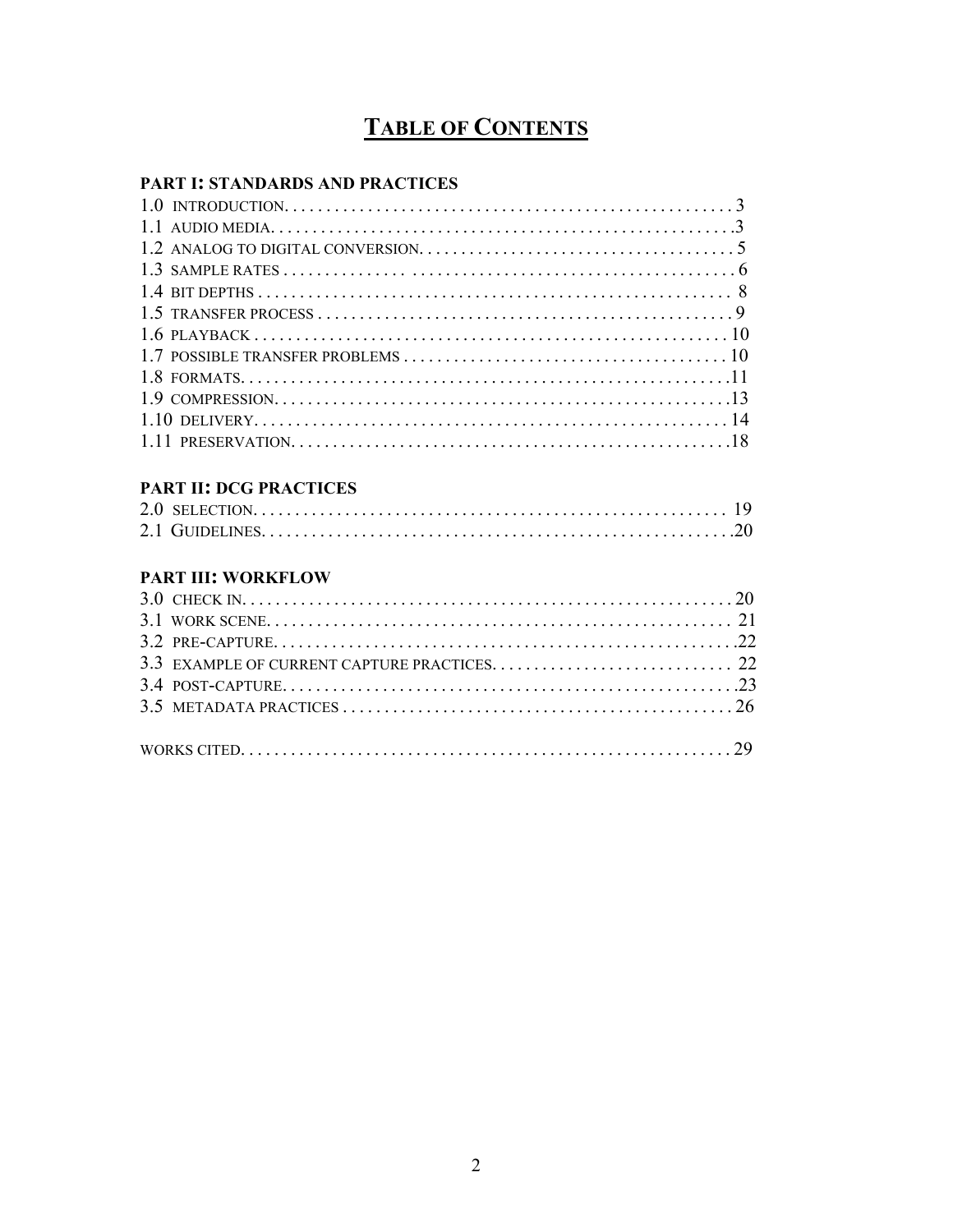# TABLE OF CONTENTS

**PART I: STANDARDS AND PRACTICES**

1.0 INTRODUCTION . . . . . . . . . . 3
1.1 AUDIO MEDIA . . . . . . . . . . 3
1.2 ANALOG TO DIGITAL CONVERSION . . . . . . . . . . 5
1.3 SAMPLE RATES . . . . . . . . . . 6
1.4 BIT DEPTHS . . . . . . . . . . 8
1.5 TRANSFER PROCESS . . . . . . . . . . 9
1.6 PLAYBACK . . . . . . . . . . 10
1.7 POSSIBLE TRANSFER PROBLEMS . . . . . . . . . . 10
1.8 FORMATS . . . . . . . . . . 11
1.9 COMPRESSION . . . . . . . . . . 13
1.10 DELIVERY . . . . . . . . . . 14
1.11 PRESERVATION . . . . . . . . . . 18

**PART II: DCG PRACTICES**

2.0 SELECTION . . . . . . . . . . 19
2.1 GUIDELINES . . . . . . . . . . 20

**PART III: WORKFLOW**

3.0 CHECK IN . . . . . . . . . . 20
3.1 WORK SCENE . . . . . . . . . . 21
3.2 PRE-CAPTURE . . . . . . . . . . 22
3.3 EXAMPLE OF CURRENT CAPTURE PRACTICES . . . . . . . . . . 22
3.4 POST-CAPTURE . . . . . . . . . . 23
3.5 METADATA PRACTICES . . . . . . . . . . 26

WORKS CITED . . . . . . . . . . 29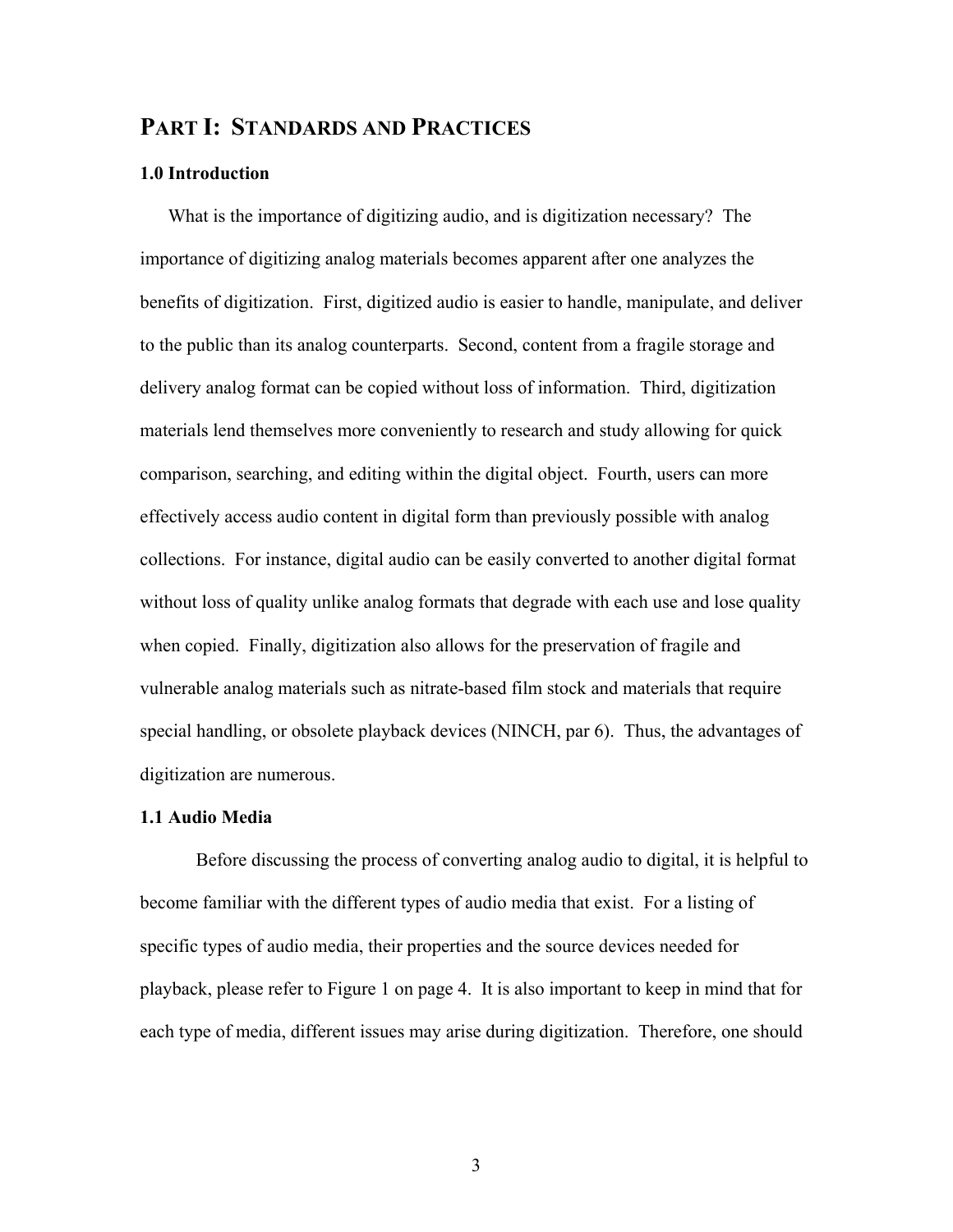# PART I: STANDARDS AND PRACTICES

### 1.0 Introduction

What is the importance of digitizing audio, and is digitization necessary? The importance of digitizing analog materials becomes apparent after one analyzes the benefits of digitization. First, digitized audio is easier to handle, manipulate, and deliver to the public than its analog counterparts. Second, content from a fragile storage and delivery analog format can be copied without loss of information. Third, digitization materials lend themselves more conveniently to research and study allowing for quick comparison, searching, and editing within the digital object. Fourth, users can more effectively access audio content in digital form than previously possible with analog collections. For instance, digital audio can be easily converted to another digital format without loss of quality unlike analog formats that degrade with each use and lose quality when copied. Finally, digitization also allows for the preservation of fragile and vulnerable analog materials such as nitrate-based film stock and materials that require special handling, or obsolete playback devices (NINCH, par 6). Thus, the advantages of digitization are numerous.

### 1.1 Audio Media

Before discussing the process of converting analog audio to digital, it is helpful to become familiar with the different types of audio media that exist. For a listing of specific types of audio media, their properties and the source devices needed for playback, please refer to Figure 1 on page 4. It is also important to keep in mind that for each type of media, different issues may arise during digitization. Therefore, one should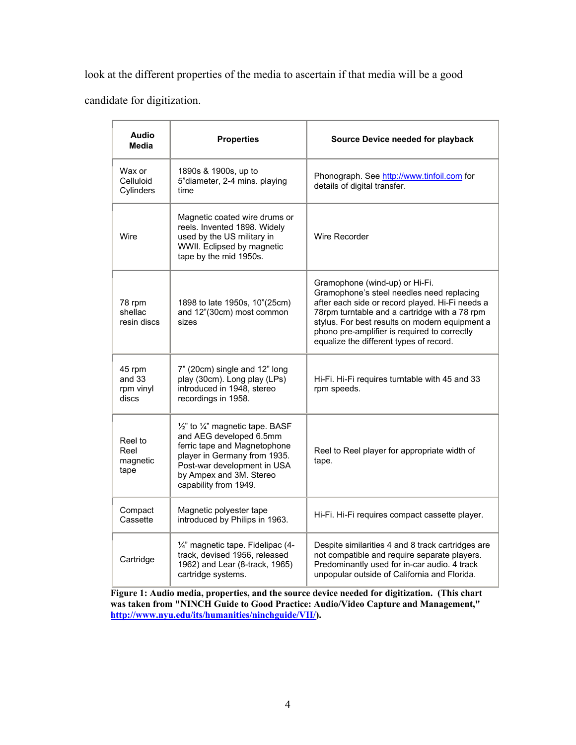look at the different properties of the media to ascertain if that media will be a good candidate for digitization.

| Audio Media | Properties | Source Device needed for playback |
|---|---|---|
| Wax or Celluloid Cylinders | 1890s & 1900s, up to 5"diameter, 2-4 mins. playing time | Phonograph. See [http://www.tinfoil.com](http://www.tinfoil.com) for details of digital transfer. |
| Wire | Magnetic coated wire drums or reels. Invented 1898. Widely used by the US military in WWII. Eclipsed by magnetic tape by the mid 1950s. | Wire Recorder |
| 78 rpm shellac resin discs | 1898 to late 1950s, 10"(25cm) and 12"(30cm) most common sizes | Gramophone (wind-up) or Hi-Fi. Gramophone's steel needles need replacing after each side or record played. Hi-Fi needs a 78rpm turntable and a cartridge with a 78 rpm stylus. For best results on modern equipment a phono pre-amplifier is required to correctly equalize the different types of record. |
| 45 rpm and 33 rpm vinyl discs | 7" (20cm) single and 12" long play (30cm). Long play (LPs) introduced in 1948, stereo recordings in 1958. | Hi-Fi. Hi-Fi requires turntable with 45 and 33 rpm speeds. |
| Reel to Reel magnetic tape | ½" to ¼" magnetic tape. BASF and AEG developed 6.5mm ferric tape and Magnetophone player in Germany from 1935. Post-war development in USA by Ampex and 3M. Stereo capability from 1949. | Reel to Reel player for appropriate width of tape. |
| Compact Cassette | Magnetic polyester tape introduced by Philips in 1963. | Hi-Fi. Hi-Fi requires compact cassette player. |
| Cartridge | ¼" magnetic tape. Fidelipac (4-track, devised 1956, released 1962) and Lear (8-track, 1965) cartridge systems. | Despite similarities 4 and 8 track cartridges are not compatible and require separate players. Predominantly used for in-car audio. 4 track unpopular outside of California and Florida. |

**Figure 1: Audio media, properties, and the source device needed for digitization. (This chart was taken from "NINCH Guide to Good Practice: Audio/Video Capture and Management," [http://www.nyu.edu/its/humanities/ninchguide/VII/](http://www.nyu.edu/its/humanities/ninchguide/VII/)).**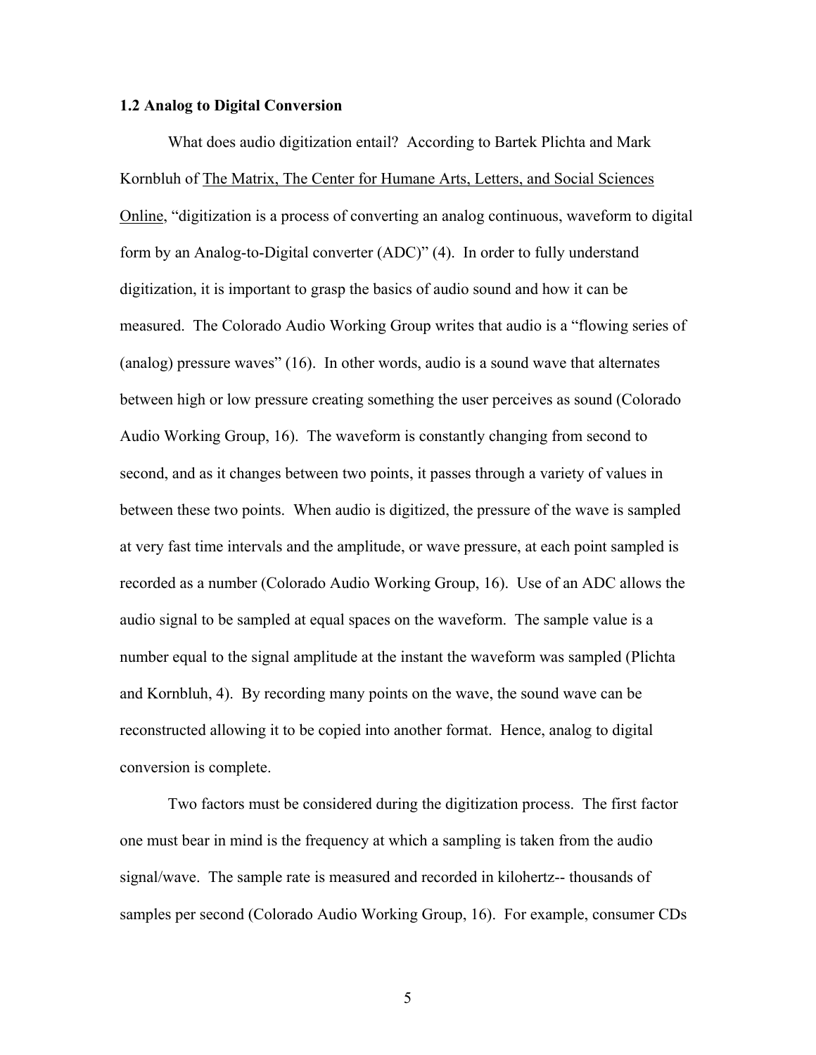### 1.2 Analog to Digital Conversion

What does audio digitization entail? According to Bartek Plichta and Mark Kornbluh of The Matrix, The Center for Humane Arts, Letters, and Social Sciences Online, "digitization is a process of converting an analog continuous, waveform to digital form by an Analog-to-Digital converter (ADC)" (4). In order to fully understand digitization, it is important to grasp the basics of audio sound and how it can be measured. The Colorado Audio Working Group writes that audio is a "flowing series of (analog) pressure waves" (16). In other words, audio is a sound wave that alternates between high or low pressure creating something the user perceives as sound (Colorado Audio Working Group, 16). The waveform is constantly changing from second to second, and as it changes between two points, it passes through a variety of values in between these two points. When audio is digitized, the pressure of the wave is sampled at very fast time intervals and the amplitude, or wave pressure, at each point sampled is recorded as a number (Colorado Audio Working Group, 16). Use of an ADC allows the audio signal to be sampled at equal spaces on the waveform. The sample value is a number equal to the signal amplitude at the instant the waveform was sampled (Plichta and Kornbluh, 4). By recording many points on the wave, the sound wave can be reconstructed allowing it to be copied into another format. Hence, analog to digital conversion is complete.

Two factors must be considered during the digitization process. The first factor one must bear in mind is the frequency at which a sampling is taken from the audio signal/wave. The sample rate is measured and recorded in kilohertz-- thousands of samples per second (Colorado Audio Working Group, 16). For example, consumer CDs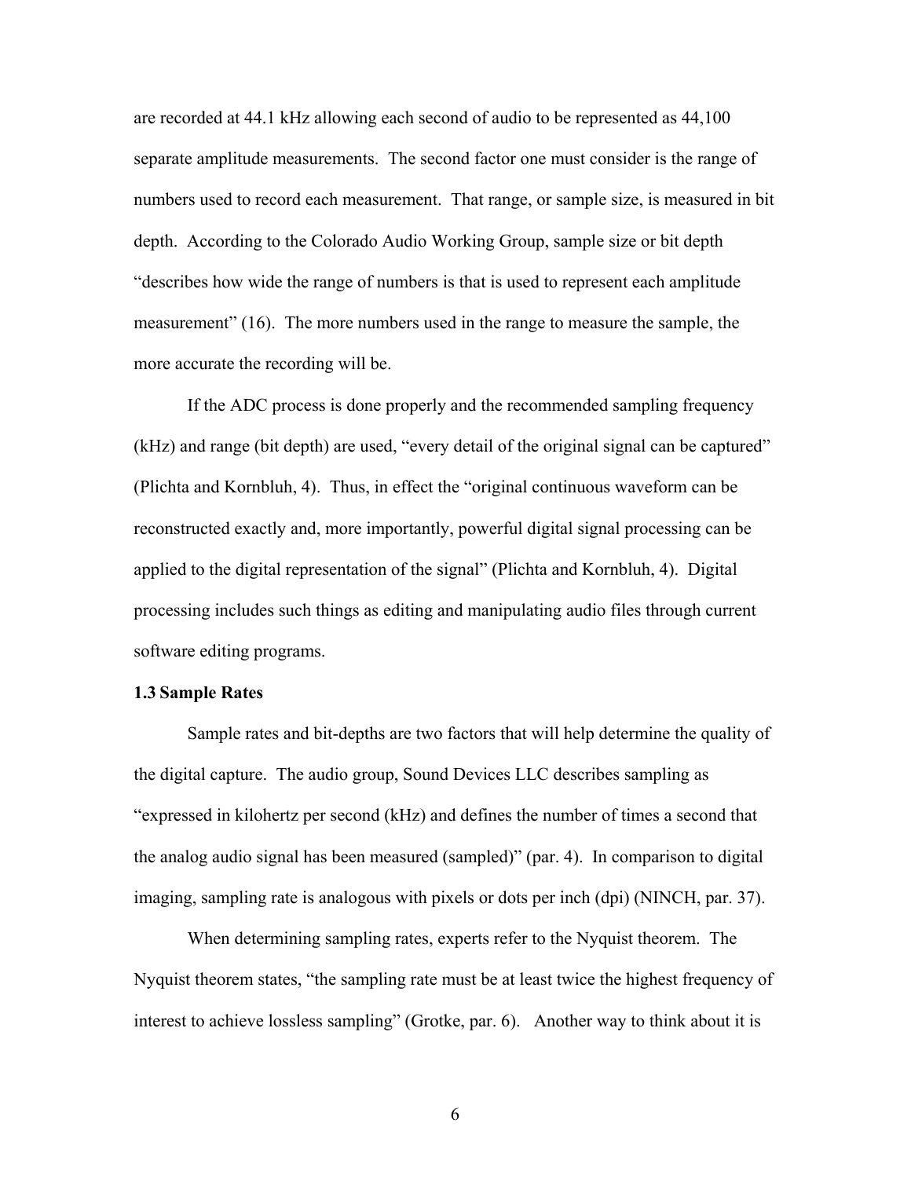are recorded at 44.1 kHz allowing each second of audio to be represented as 44,100 separate amplitude measurements. The second factor one must consider is the range of numbers used to record each measurement. That range, or sample size, is measured in bit depth. According to the Colorado Audio Working Group, sample size or bit depth "describes how wide the range of numbers is that is used to represent each amplitude measurement" (16). The more numbers used in the range to measure the sample, the more accurate the recording will be.

If the ADC process is done properly and the recommended sampling frequency (kHz) and range (bit depth) are used, "every detail of the original signal can be captured" (Plichta and Kornbluh, 4). Thus, in effect the "original continuous waveform can be reconstructed exactly and, more importantly, powerful digital signal processing can be applied to the digital representation of the signal" (Plichta and Kornbluh, 4). Digital processing includes such things as editing and manipulating audio files through current software editing programs.

### 1.3 Sample Rates

Sample rates and bit-depths are two factors that will help determine the quality of the digital capture. The audio group, Sound Devices LLC describes sampling as "expressed in kilohertz per second (kHz) and defines the number of times a second that the analog audio signal has been measured (sampled)" (par. 4). In comparison to digital imaging, sampling rate is analogous with pixels or dots per inch (dpi) (NINCH, par. 37).

When determining sampling rates, experts refer to the Nyquist theorem. The Nyquist theorem states, "the sampling rate must be at least twice the highest frequency of interest to achieve lossless sampling" (Grotke, par. 6). Another way to think about it is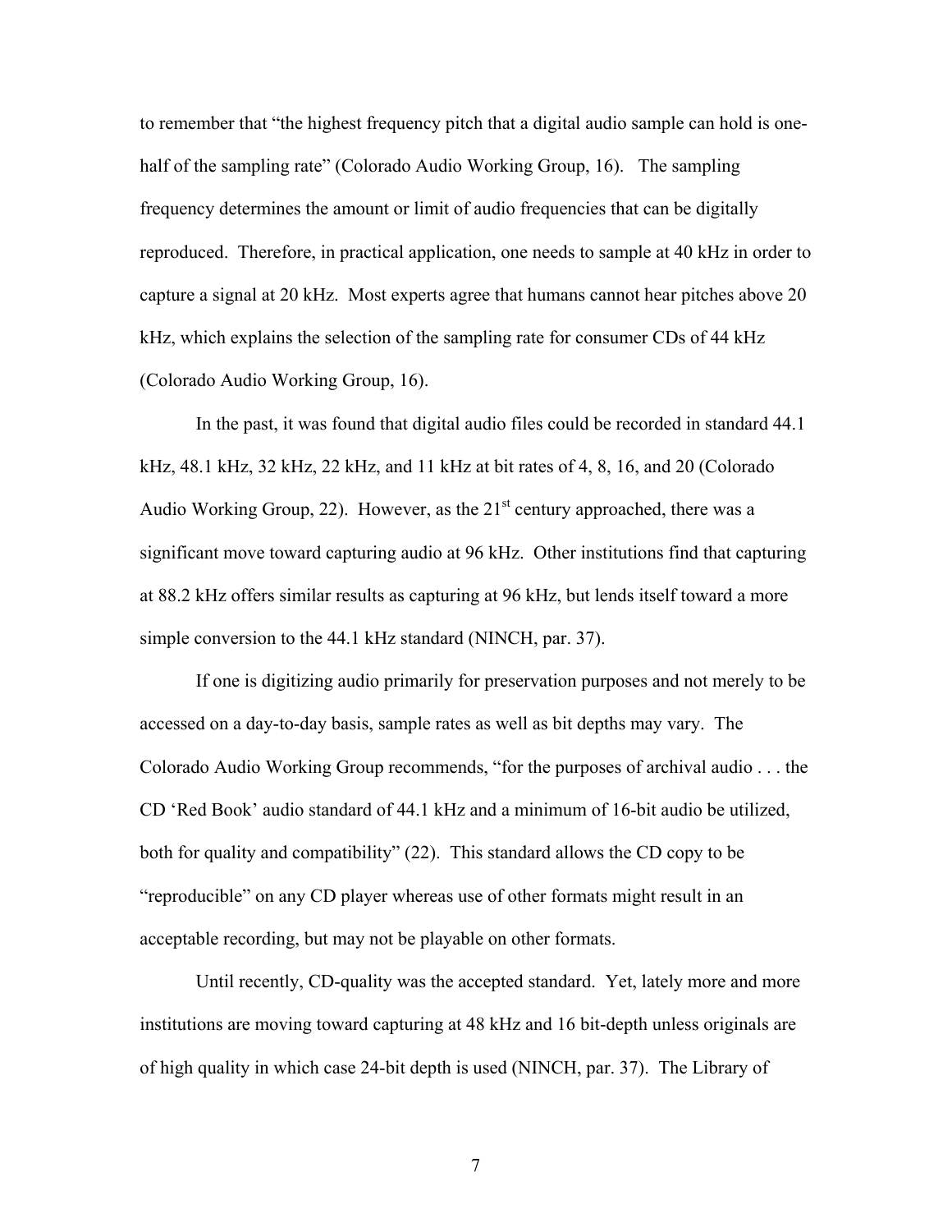to remember that "the highest frequency pitch that a digital audio sample can hold is one-half of the sampling rate" (Colorado Audio Working Group, 16). The sampling frequency determines the amount or limit of audio frequencies that can be digitally reproduced. Therefore, in practical application, one needs to sample at 40 kHz in order to capture a signal at 20 kHz. Most experts agree that humans cannot hear pitches above 20 kHz, which explains the selection of the sampling rate for consumer CDs of 44 kHz (Colorado Audio Working Group, 16).

In the past, it was found that digital audio files could be recorded in standard 44.1 kHz, 48.1 kHz, 32 kHz, 22 kHz, and 11 kHz at bit rates of 4, 8, 16, and 20 (Colorado Audio Working Group, 22). However, as the 21st century approached, there was a significant move toward capturing audio at 96 kHz. Other institutions find that capturing at 88.2 kHz offers similar results as capturing at 96 kHz, but lends itself toward a more simple conversion to the 44.1 kHz standard (NINCH, par. 37).

If one is digitizing audio primarily for preservation purposes and not merely to be accessed on a day-to-day basis, sample rates as well as bit depths may vary. The Colorado Audio Working Group recommends, "for the purposes of archival audio . . . the CD 'Red Book' audio standard of 44.1 kHz and a minimum of 16-bit audio be utilized, both for quality and compatibility" (22). This standard allows the CD copy to be "reproducible" on any CD player whereas use of other formats might result in an acceptable recording, but may not be playable on other formats.

Until recently, CD-quality was the accepted standard. Yet, lately more and more institutions are moving toward capturing at 48 kHz and 16 bit-depth unless originals are of high quality in which case 24-bit depth is used (NINCH, par. 37). The Library of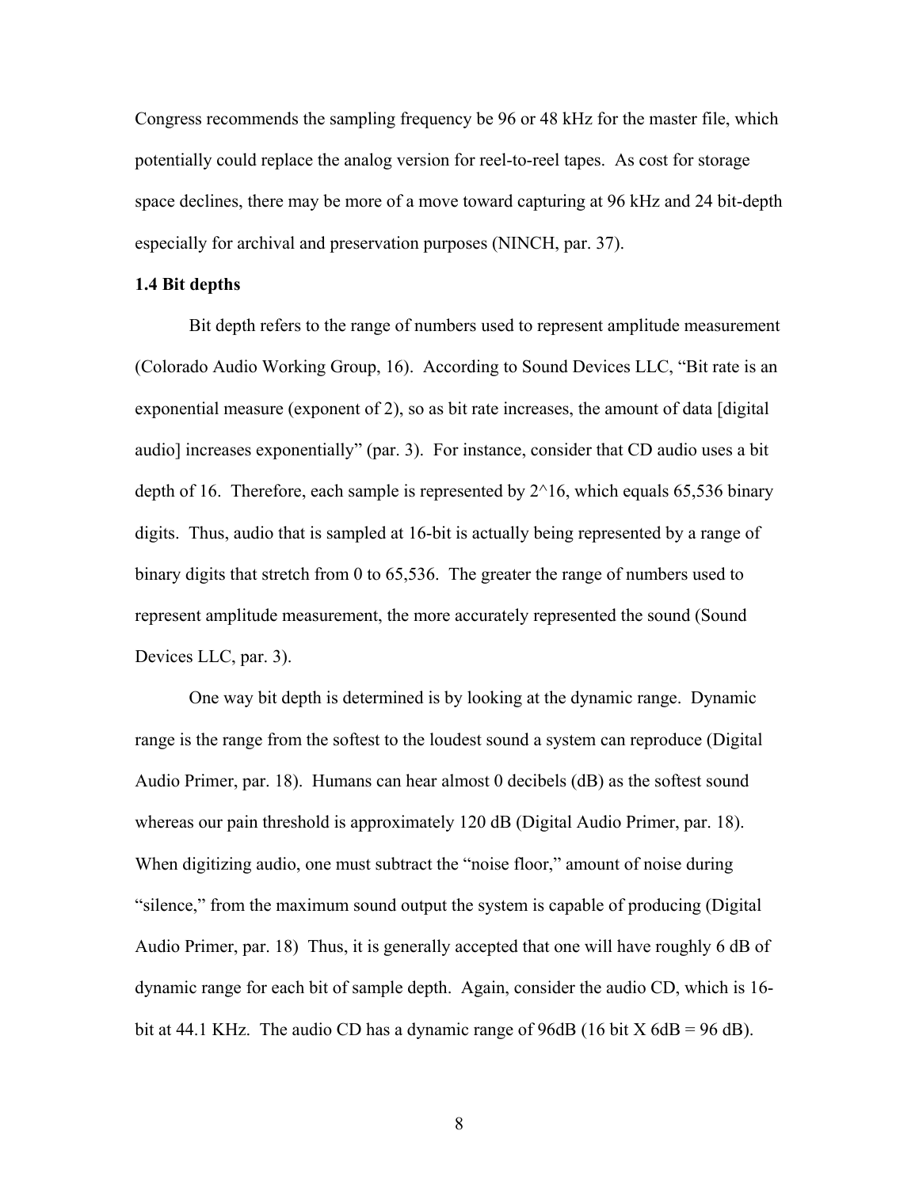Congress recommends the sampling frequency be 96 or 48 kHz for the master file, which potentially could replace the analog version for reel-to-reel tapes. As cost for storage space declines, there may be more of a move toward capturing at 96 kHz and 24 bit-depth especially for archival and preservation purposes (NINCH, par. 37).

### 1.4 Bit depths

Bit depth refers to the range of numbers used to represent amplitude measurement (Colorado Audio Working Group, 16). According to Sound Devices LLC, "Bit rate is an exponential measure (exponent of 2), so as bit rate increases, the amount of data [digital audio] increases exponentially" (par. 3). For instance, consider that CD audio uses a bit depth of 16. Therefore, each sample is represented by 2^16, which equals 65,536 binary digits. Thus, audio that is sampled at 16-bit is actually being represented by a range of binary digits that stretch from 0 to 65,536. The greater the range of numbers used to represent amplitude measurement, the more accurately represented the sound (Sound Devices LLC, par. 3).

One way bit depth is determined is by looking at the dynamic range. Dynamic range is the range from the softest to the loudest sound a system can reproduce (Digital Audio Primer, par. 18). Humans can hear almost 0 decibels (dB) as the softest sound whereas our pain threshold is approximately 120 dB (Digital Audio Primer, par. 18). When digitizing audio, one must subtract the "noise floor," amount of noise during "silence," from the maximum sound output the system is capable of producing (Digital Audio Primer, par. 18) Thus, it is generally accepted that one will have roughly 6 dB of dynamic range for each bit of sample depth. Again, consider the audio CD, which is 16-bit at 44.1 KHz. The audio CD has a dynamic range of 96dB (16 bit X 6dB = 96 dB).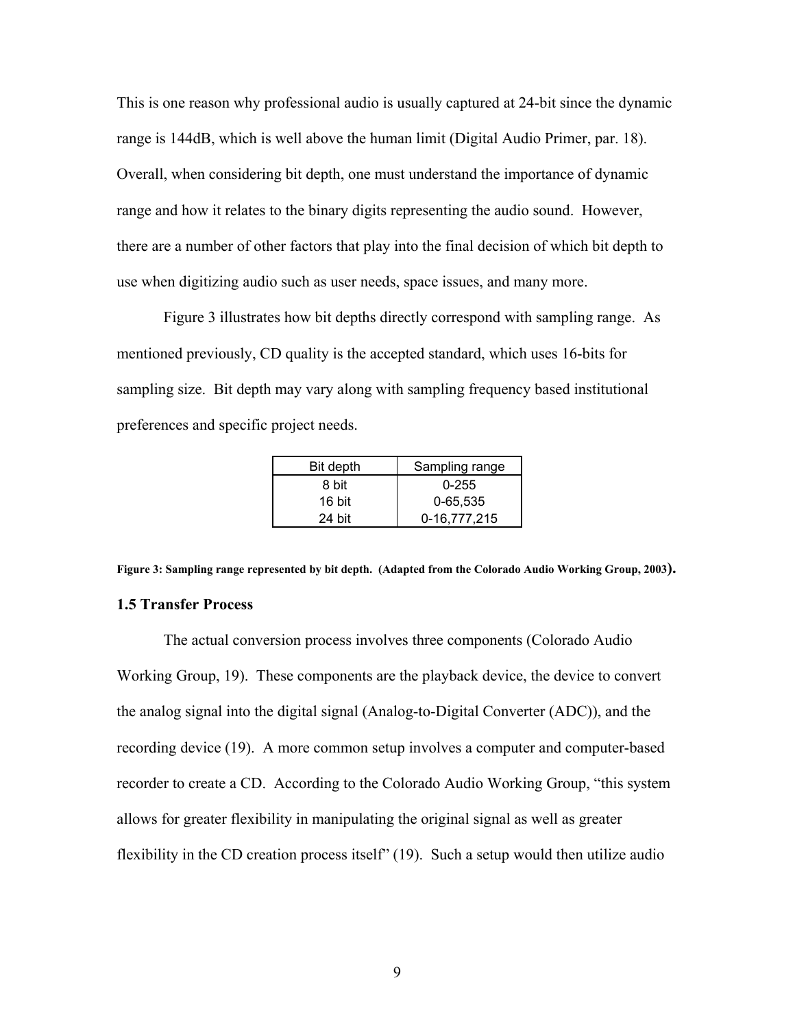This is one reason why professional audio is usually captured at 24-bit since the dynamic range is 144dB, which is well above the human limit (Digital Audio Primer, par. 18). Overall, when considering bit depth, one must understand the importance of dynamic range and how it relates to the binary digits representing the audio sound. However, there are a number of other factors that play into the final decision of which bit depth to use when digitizing audio such as user needs, space issues, and many more.

Figure 3 illustrates how bit depths directly correspond with sampling range. As mentioned previously, CD quality is the accepted standard, which uses 16-bits for sampling size. Bit depth may vary along with sampling frequency based institutional preferences and specific project needs.

| Bit depth | Sampling range |
| --- | --- |
| 8 bit | 0-255 |
| 16 bit | 0-65,535 |
| 24 bit | 0-16,777,215 |

**Figure 3: Sampling range represented by bit depth. (Adapted from the Colorado Audio Working Group, 2003).**

### 1.5 Transfer Process

The actual conversion process involves three components (Colorado Audio Working Group, 19). These components are the playback device, the device to convert the analog signal into the digital signal (Analog-to-Digital Converter (ADC)), and the recording device (19). A more common setup involves a computer and computer-based recorder to create a CD. According to the Colorado Audio Working Group, "this system allows for greater flexibility in manipulating the original signal as well as greater flexibility in the CD creation process itself" (19). Such a setup would then utilize audio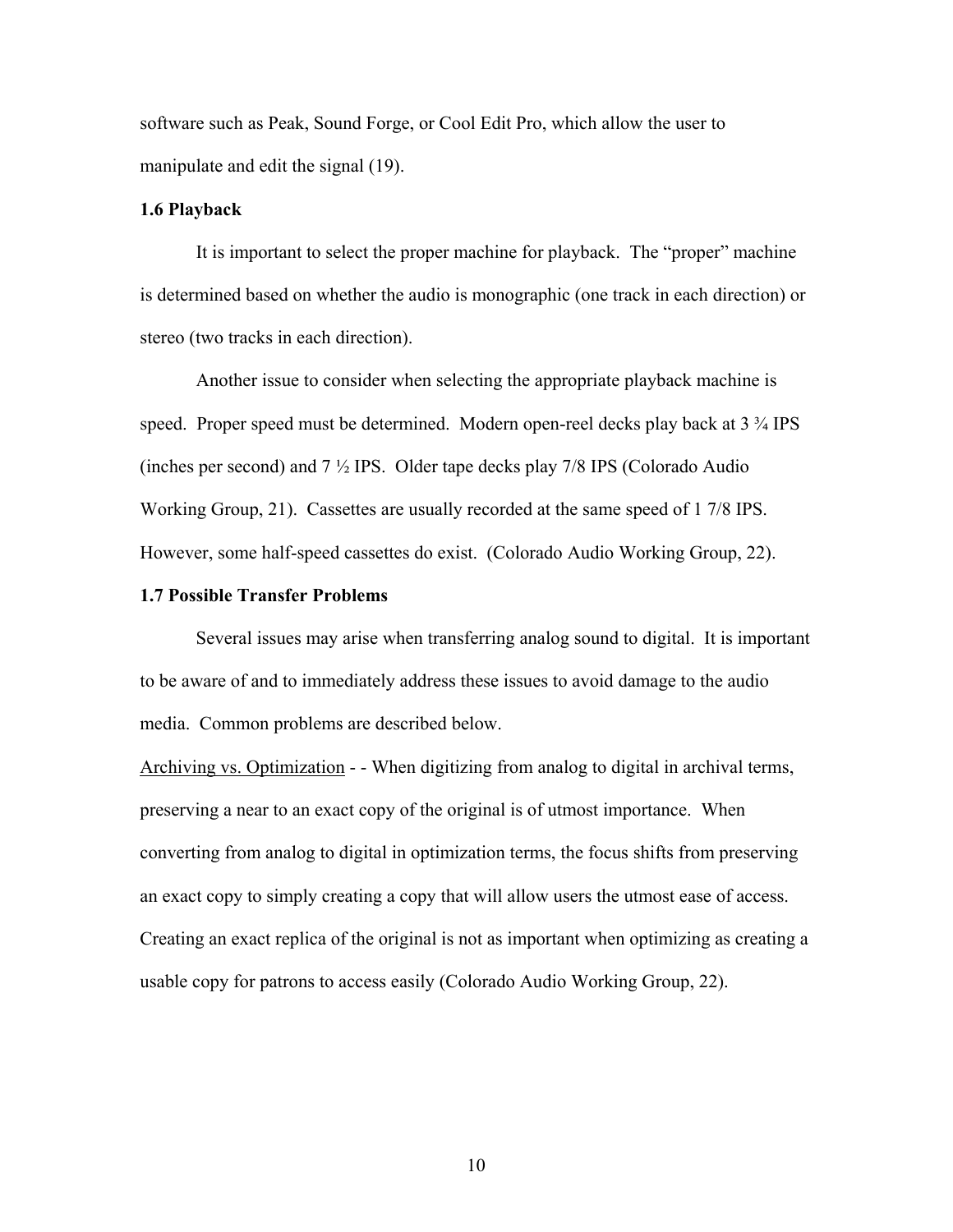software such as Peak, Sound Forge, or Cool Edit Pro, which allow the user to manipulate and edit the signal (19).

**1.6 Playback**

It is important to select the proper machine for playback. The "proper" machine is determined based on whether the audio is monographic (one track in each direction) or stereo (two tracks in each direction).

Another issue to consider when selecting the appropriate playback machine is speed. Proper speed must be determined. Modern open-reel decks play back at 3 ¾ IPS (inches per second) and 7 ½ IPS. Older tape decks play 7/8 IPS (Colorado Audio Working Group, 21). Cassettes are usually recorded at the same speed of 1 7/8 IPS. However, some half-speed cassettes do exist. (Colorado Audio Working Group, 22).

**1.7 Possible Transfer Problems**

Several issues may arise when transferring analog sound to digital. It is important to be aware of and to immediately address these issues to avoid damage to the audio media. Common problems are described below.

<u>Archiving vs. Optimization</u> - - When digitizing from analog to digital in archival terms, preserving a near to an exact copy of the original is of utmost importance. When converting from analog to digital in optimization terms, the focus shifts from preserving an exact copy to simply creating a copy that will allow users the utmost ease of access. Creating an exact replica of the original is not as important when optimizing as creating a usable copy for patrons to access easily (Colorado Audio Working Group, 22).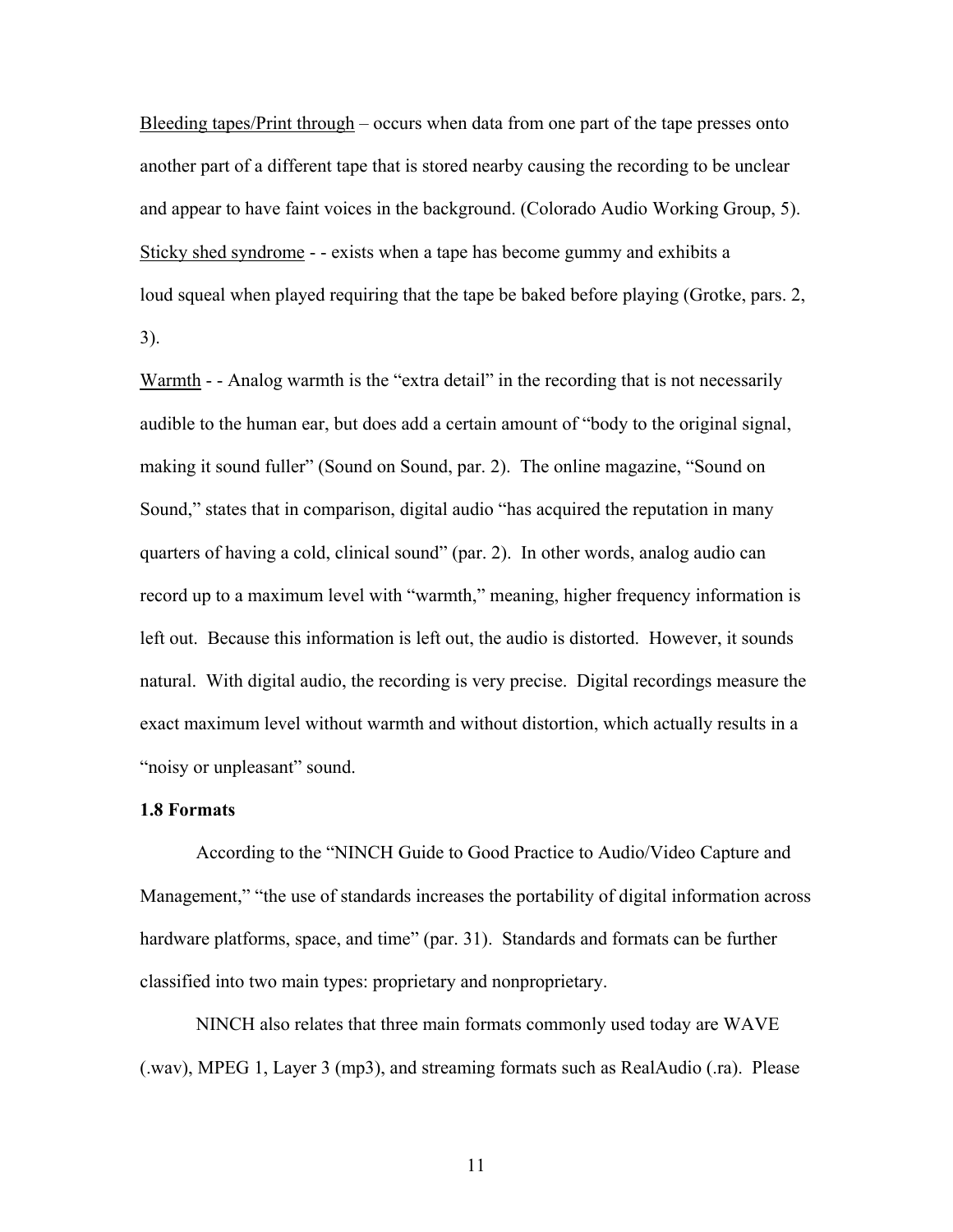Bleeding tapes/Print through – occurs when data from one part of the tape presses onto another part of a different tape that is stored nearby causing the recording to be unclear and appear to have faint voices in the background. (Colorado Audio Working Group, 5).

Sticky shed syndrome - - exists when a tape has become gummy and exhibits a loud squeal when played requiring that the tape be baked before playing (Grotke, pars. 2, 3).

Warmth - - Analog warmth is the "extra detail" in the recording that is not necessarily audible to the human ear, but does add a certain amount of "body to the original signal, making it sound fuller" (Sound on Sound, par. 2). The online magazine, "Sound on Sound," states that in comparison, digital audio "has acquired the reputation in many quarters of having a cold, clinical sound" (par. 2). In other words, analog audio can record up to a maximum level with "warmth," meaning, higher frequency information is left out. Because this information is left out, the audio is distorted. However, it sounds natural. With digital audio, the recording is very precise. Digital recordings measure the exact maximum level without warmth and without distortion, which actually results in a "noisy or unpleasant" sound.

**1.8 Formats**

According to the "NINCH Guide to Good Practice to Audio/Video Capture and Management," "the use of standards increases the portability of digital information across hardware platforms, space, and time" (par. 31). Standards and formats can be further classified into two main types: proprietary and nonproprietary.

NINCH also relates that three main formats commonly used today are WAVE (.wav), MPEG 1, Layer 3 (mp3), and streaming formats such as RealAudio (.ra). Please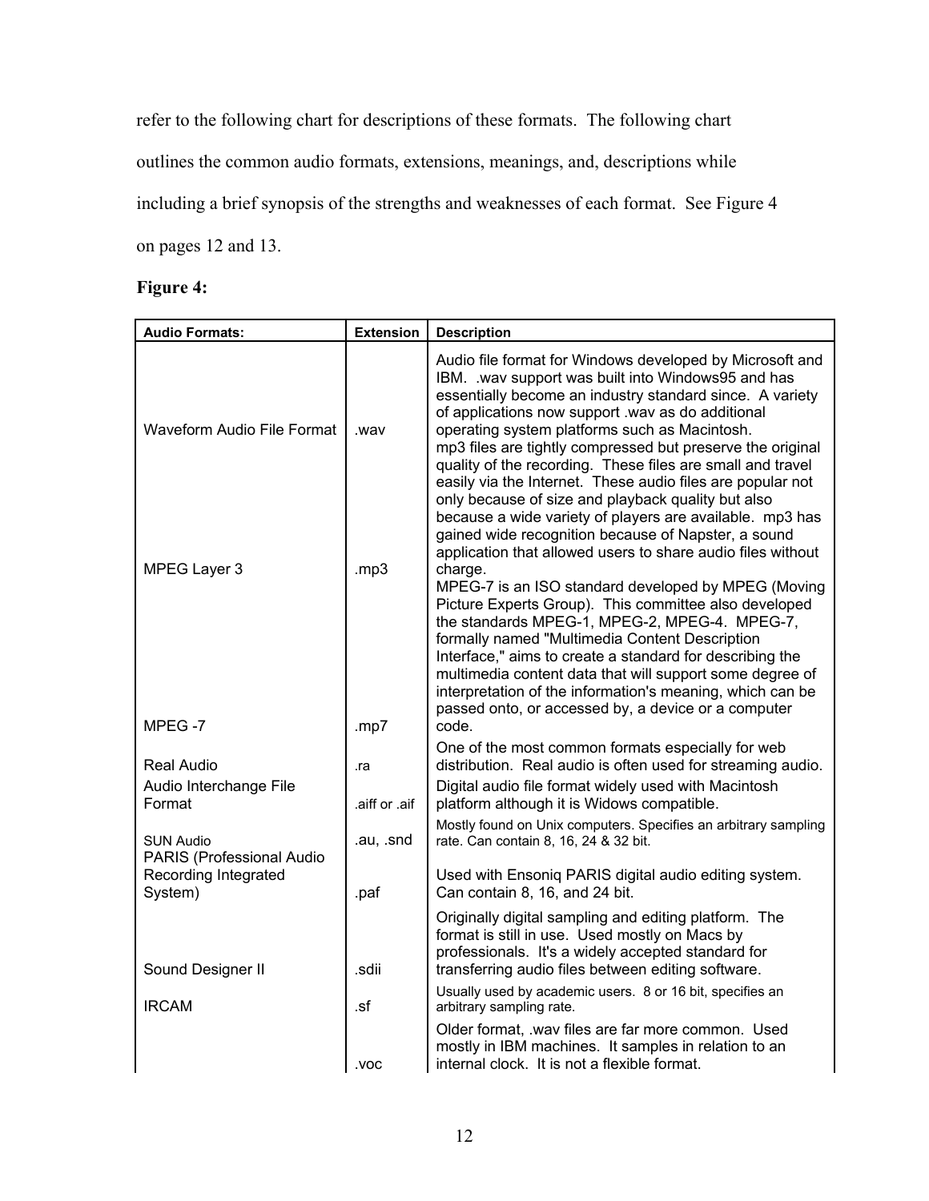refer to the following chart for descriptions of these formats. The following chart outlines the common audio formats, extensions, meanings, and, descriptions while including a brief synopsis of the strengths and weaknesses of each format. See Figure 4 on pages 12 and 13.

**Figure 4:**

| Audio Formats: | Extension | Description |
|---|---|---|
| Waveform Audio File Format | .wav | Audio file format for Windows developed by Microsoft and IBM. .wav support was built into Windows95 and has essentially become an industry standard since. A variety of applications now support .wav as do additional operating system platforms such as Macintosh. |
| MPEG Layer 3 | .mp3 | mp3 files are tightly compressed but preserve the original quality of the recording. These files are small and travel easily via the Internet. These audio files are popular not only because of size and playback quality but also because a wide variety of players are available. mp3 has gained wide recognition because of Napster, a sound application that allowed users to share audio files without charge. |
| MPEG -7 | .mp7 | MPEG-7 is an ISO standard developed by MPEG (Moving Picture Experts Group). This committee also developed the standards MPEG-1, MPEG-2, MPEG-4. MPEG-7, formally named "Multimedia Content Description Interface," aims to create a standard for describing the multimedia content data that will support some degree of interpretation of the information's meaning, which can be passed onto, or accessed by, a device or a computer code. |
| Real Audio | .ra | One of the most common formats especially for web distribution. Real audio is often used for streaming audio. |
| Audio Interchange File Format | .aiff or .aif | Digital audio file format widely used with Macintosh platform although it is Widows compatible. |
| SUN Audio | .au, .snd | Mostly found on Unix computers. Specifies an arbitrary sampling rate. Can contain 8, 16, 24 & 32 bit. |
| PARIS (Professional Audio Recording Integrated System) | .paf | Used with Ensoniq PARIS digital audio editing system. Can contain 8, 16, and 24 bit. |
| Sound Designer II | .sdii | Originally digital sampling and editing platform. The format is still in use. Used mostly on Macs by professionals. It's a widely accepted standard for transferring audio files between editing software. |
| IRCAM | .sf | Usually used by academic users. 8 or 16 bit, specifies an arbitrary sampling rate. |
| | .voc | Older format, .wav files are far more common. Used mostly in IBM machines. It samples in relation to an internal clock. It is not a flexible format. |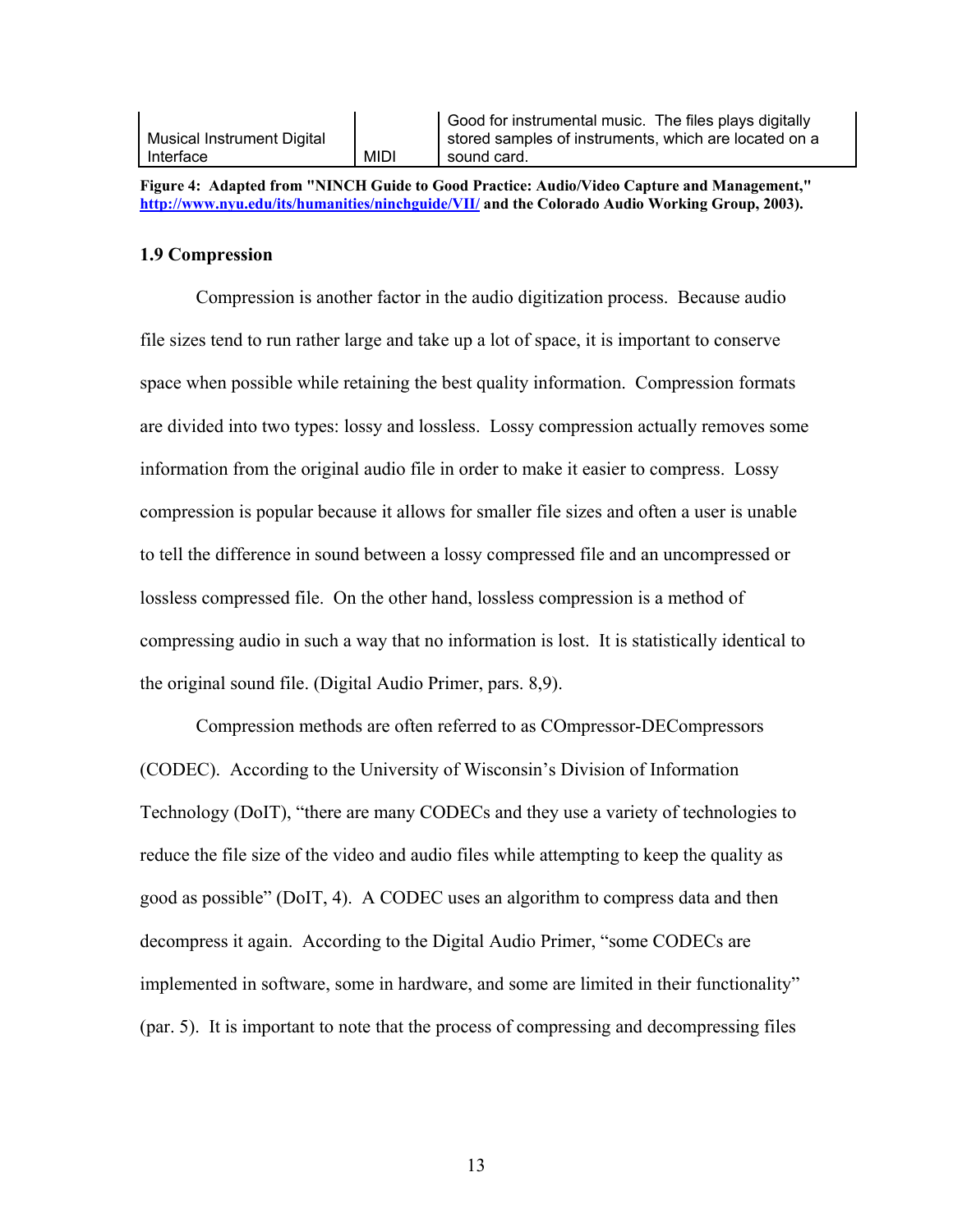| | | |
|---|---|---|
| Musical Instrument Digital Interface | MIDI | Good for instrumental music. The files plays digitally stored samples of instruments, which are located on a sound card. |

**Figure 4: Adapted from "NINCH Guide to Good Practice: Audio/Video Capture and Management," http://www.nyu.edu/its/humanities/ninchguide/VII/ and the Colorado Audio Working Group, 2003).**

### 1.9 Compression

Compression is another factor in the audio digitization process. Because audio file sizes tend to run rather large and take up a lot of space, it is important to conserve space when possible while retaining the best quality information. Compression formats are divided into two types: lossy and lossless. Lossy compression actually removes some information from the original audio file in order to make it easier to compress. Lossy compression is popular because it allows for smaller file sizes and often a user is unable to tell the difference in sound between a lossy compressed file and an uncompressed or lossless compressed file. On the other hand, lossless compression is a method of compressing audio in such a way that no information is lost. It is statistically identical to the original sound file. (Digital Audio Primer, pars. 8,9).

Compression methods are often referred to as COmpressor-DECompressors (CODEC). According to the University of Wisconsin's Division of Information Technology (DoIT), "there are many CODECs and they use a variety of technologies to reduce the file size of the video and audio files while attempting to keep the quality as good as possible" (DoIT, 4). A CODEC uses an algorithm to compress data and then decompress it again. According to the Digital Audio Primer, "some CODECs are implemented in software, some in hardware, and some are limited in their functionality" (par. 5). It is important to note that the process of compressing and decompressing files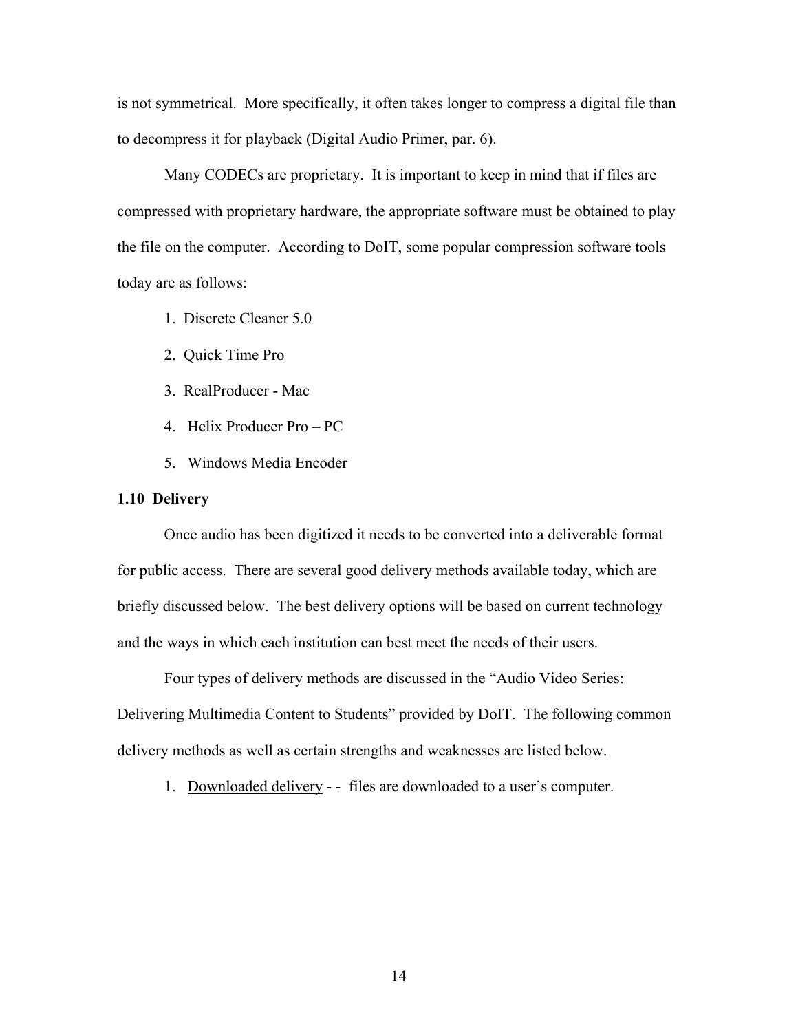is not symmetrical.  More specifically, it often takes longer to compress a digital file than to decompress it for playback (Digital Audio Primer, par. 6).

Many CODECs are proprietary.  It is important to keep in mind that if files are compressed with proprietary hardware, the appropriate software must be obtained to play the file on the computer.  According to DoIT, some popular compression software tools today are as follows:

1. Discrete Cleaner 5.0
2. Quick Time Pro
3. RealProducer - Mac
4. Helix Producer Pro – PC
5. Windows Media Encoder

**1.10  Delivery**

Once audio has been digitized it needs to be converted into a deliverable format for public access.  There are several good delivery methods available today, which are briefly discussed below.  The best delivery options will be based on current technology and the ways in which each institution can best meet the needs of their users.

Four types of delivery methods are discussed in the "Audio Video Series: Delivering Multimedia Content to Students" provided by DoIT.  The following common delivery methods as well as certain strengths and weaknesses are listed below.

1. <u>Downloaded delivery</u> - -  files are downloaded to a user's computer.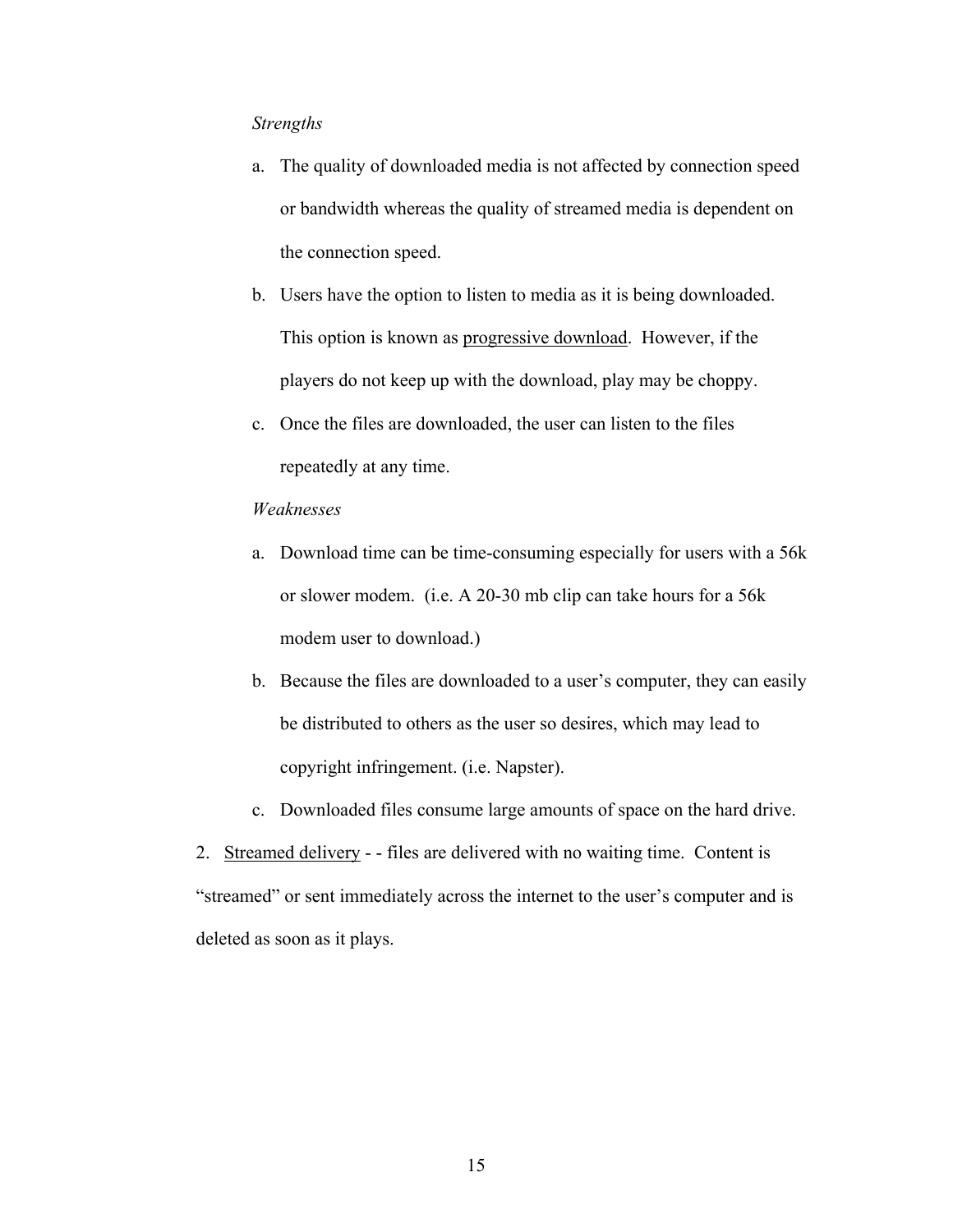*Strengths*

a. The quality of downloaded media is not affected by connection speed or bandwidth whereas the quality of streamed media is dependent on the connection speed.

b. Users have the option to listen to media as it is being downloaded. This option is known as <u>progressive download</u>. However, if the players do not keep up with the download, play may be choppy.

c. Once the files are downloaded, the user can listen to the files repeatedly at any time.

*Weaknesses*

a. Download time can be time-consuming especially for users with a 56k or slower modem. (i.e. A 20-30 mb clip can take hours for a 56k modem user to download.)

b. Because the files are downloaded to a user's computer, they can easily be distributed to others as the user so desires, which may lead to copyright infringement. (i.e. Napster).

c. Downloaded files consume large amounts of space on the hard drive.

2. <u>Streamed delivery</u> - - files are delivered with no waiting time. Content is "streamed" or sent immediately across the internet to the user's computer and is deleted as soon as it plays.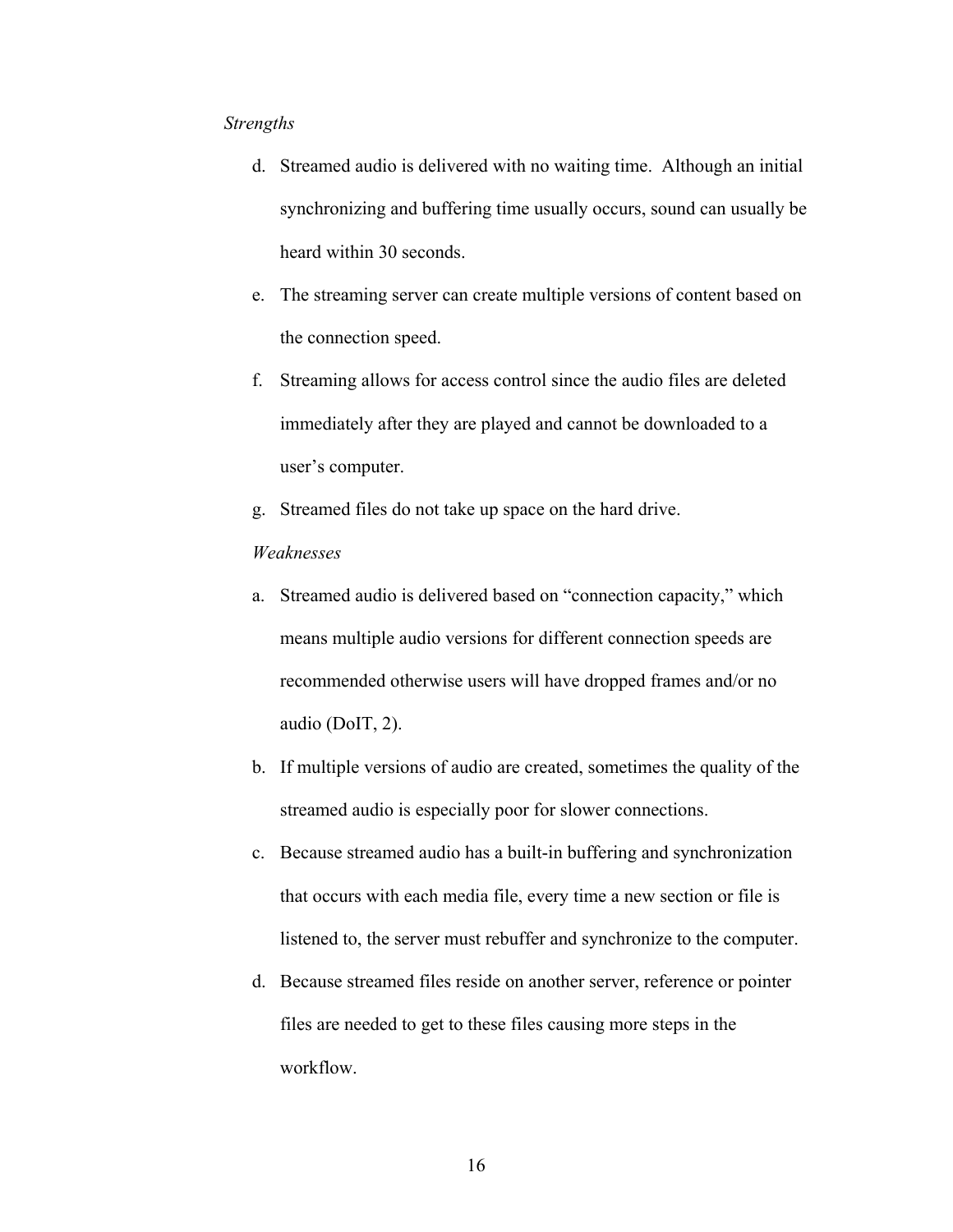*Strengths*

d. Streamed audio is delivered with no waiting time. Although an initial synchronizing and buffering time usually occurs, sound can usually be heard within 30 seconds.

e. The streaming server can create multiple versions of content based on the connection speed.

f. Streaming allows for access control since the audio files are deleted immediately after they are played and cannot be downloaded to a user's computer.

g. Streamed files do not take up space on the hard drive.

*Weaknesses*

a. Streamed audio is delivered based on "connection capacity," which means multiple audio versions for different connection speeds are recommended otherwise users will have dropped frames and/or no audio (DoIT, 2).

b. If multiple versions of audio are created, sometimes the quality of the streamed audio is especially poor for slower connections.

c. Because streamed audio has a built-in buffering and synchronization that occurs with each media file, every time a new section or file is listened to, the server must rebuffer and synchronize to the computer.

d. Because streamed files reside on another server, reference or pointer files are needed to get to these files causing more steps in the workflow.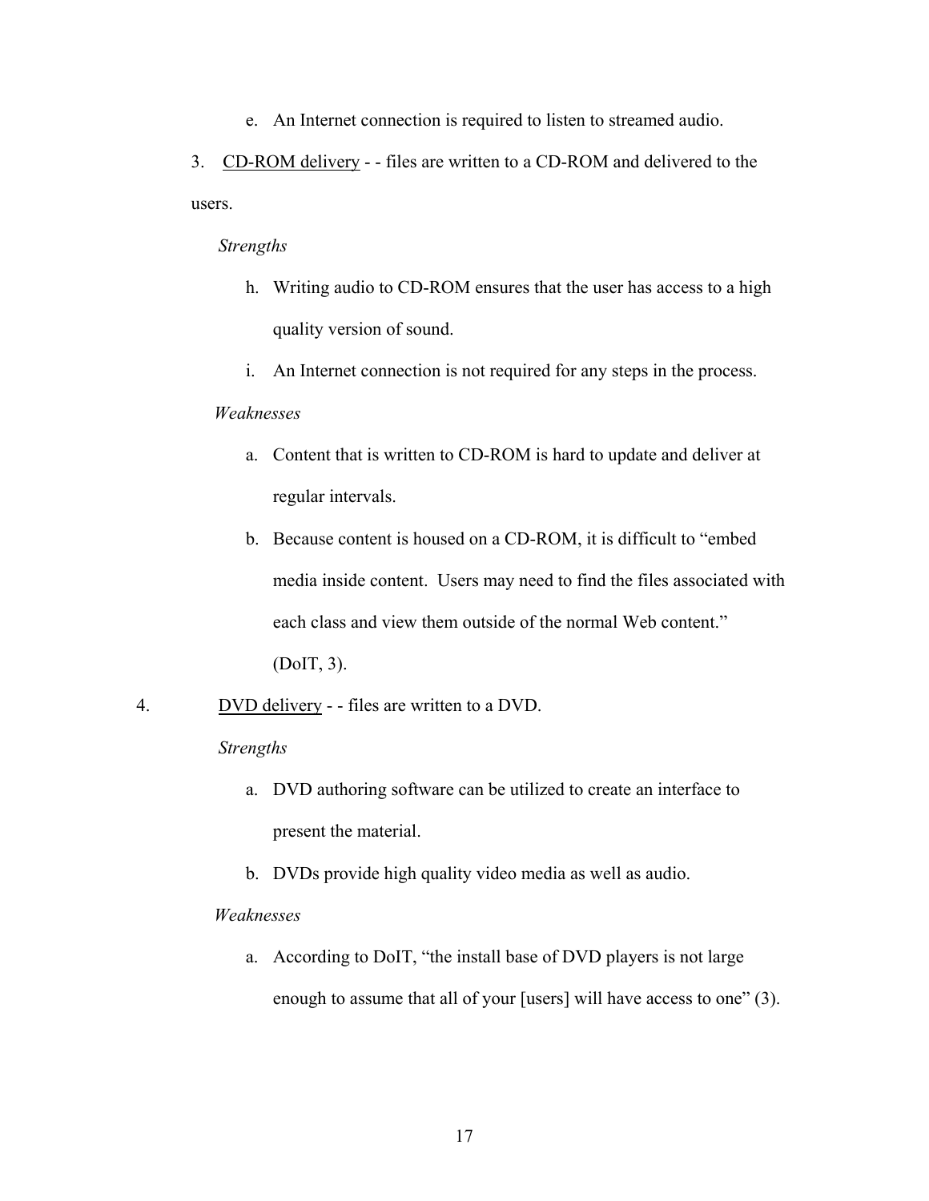e. An Internet connection is required to listen to streamed audio.

3. <u>CD-ROM delivery</u> - - files are written to a CD-ROM and delivered to the users.

*Strengths*

h. Writing audio to CD-ROM ensures that the user has access to a high quality version of sound.

i. An Internet connection is not required for any steps in the process.

*Weaknesses*

a. Content that is written to CD-ROM is hard to update and deliver at regular intervals.

b. Because content is housed on a CD-ROM, it is difficult to "embed media inside content. Users may need to find the files associated with each class and view them outside of the normal Web content." (DoIT, 3).

4. <u>DVD delivery</u> - - files are written to a DVD.

*Strengths*

a. DVD authoring software can be utilized to create an interface to present the material.

b. DVDs provide high quality video media as well as audio.

*Weaknesses*

a. According to DoIT, "the install base of DVD players is not large enough to assume that all of your [users] will have access to one" (3).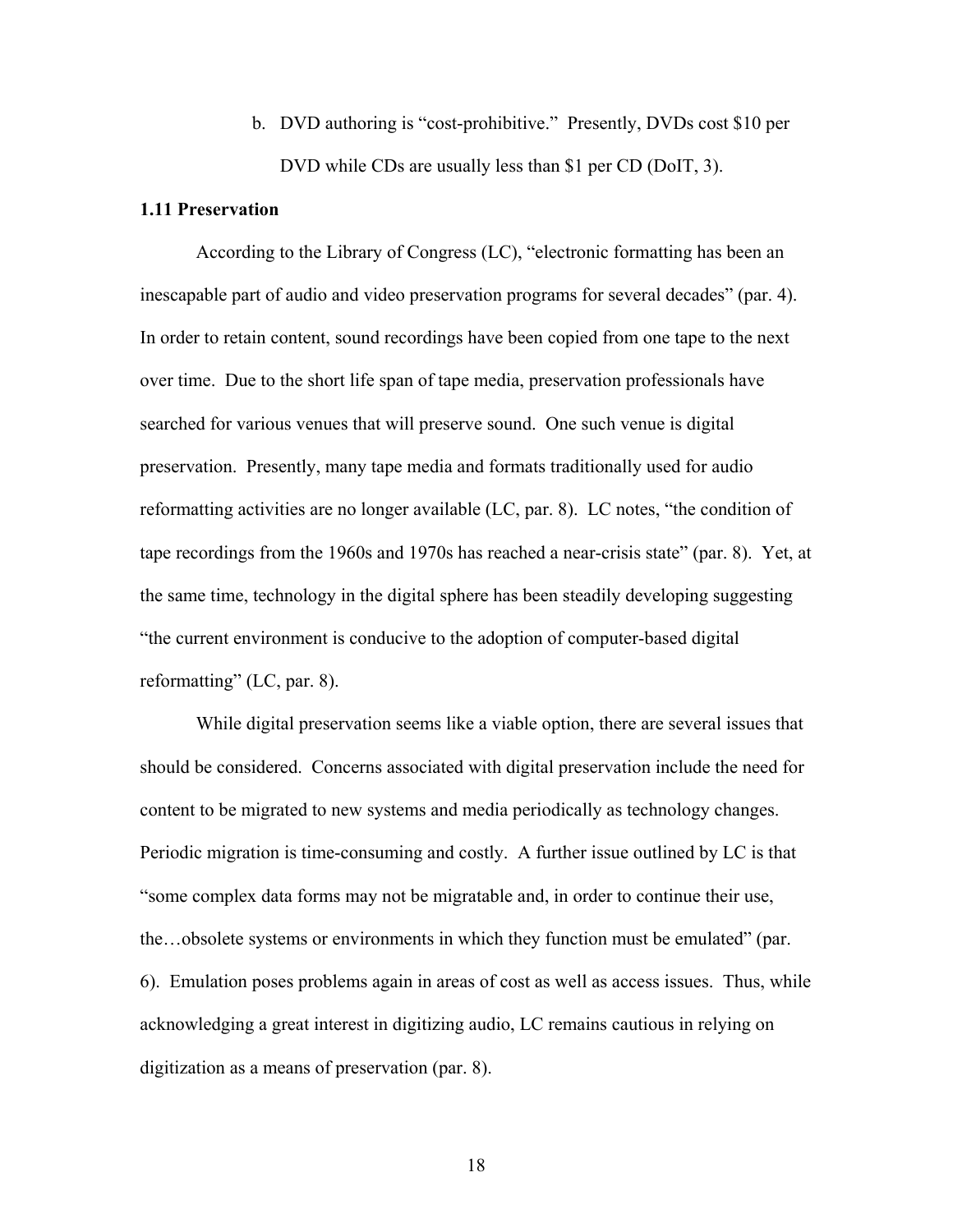b. DVD authoring is "cost-prohibitive." Presently, DVDs cost $10 per DVD while CDs are usually less than $1 per CD (DoIT, 3).

### 1.11 Preservation

According to the Library of Congress (LC), "electronic formatting has been an inescapable part of audio and video preservation programs for several decades" (par. 4). In order to retain content, sound recordings have been copied from one tape to the next over time. Due to the short life span of tape media, preservation professionals have searched for various venues that will preserve sound. One such venue is digital preservation. Presently, many tape media and formats traditionally used for audio reformatting activities are no longer available (LC, par. 8). LC notes, "the condition of tape recordings from the 1960s and 1970s has reached a near-crisis state" (par. 8). Yet, at the same time, technology in the digital sphere has been steadily developing suggesting "the current environment is conducive to the adoption of computer-based digital reformatting" (LC, par. 8).

While digital preservation seems like a viable option, there are several issues that should be considered. Concerns associated with digital preservation include the need for content to be migrated to new systems and media periodically as technology changes. Periodic migration is time-consuming and costly. A further issue outlined by LC is that "some complex data forms may not be migratable and, in order to continue their use, the…obsolete systems or environments in which they function must be emulated" (par. 6). Emulation poses problems again in areas of cost as well as access issues. Thus, while acknowledging a great interest in digitizing audio, LC remains cautious in relying on digitization as a means of preservation (par. 8).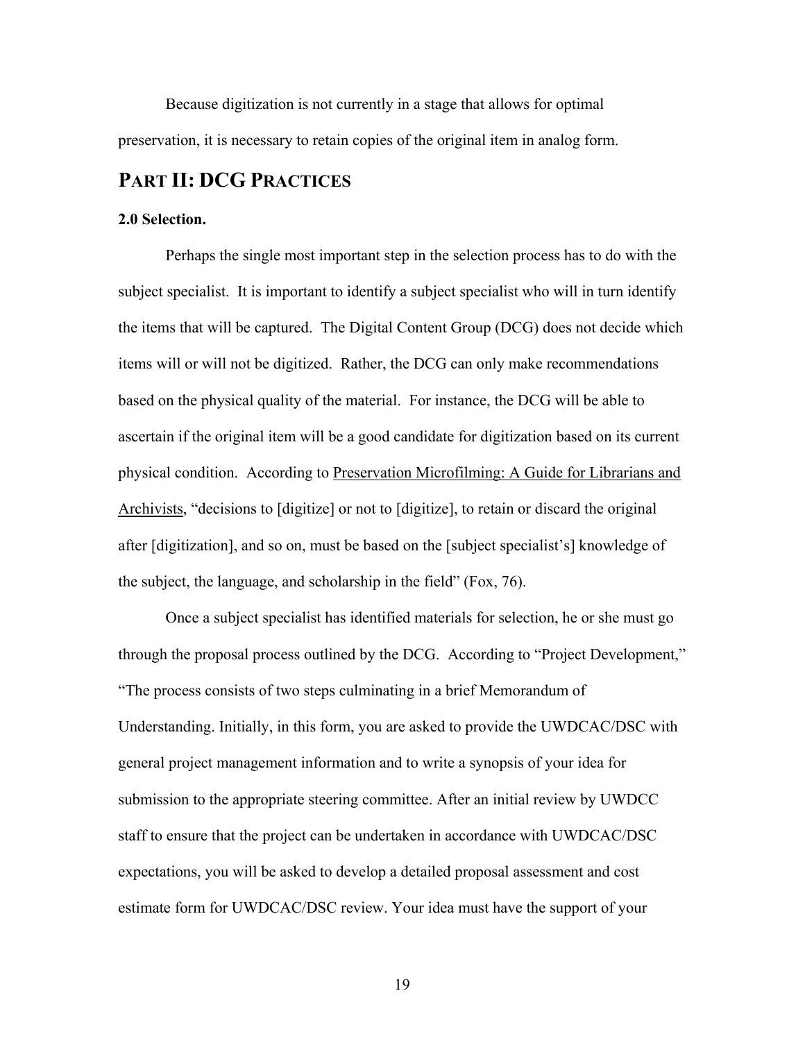Because digitization is not currently in a stage that allows for optimal preservation, it is necessary to retain copies of the original item in analog form.

# PART II: DCG PRACTICES

**2.0 Selection.**

Perhaps the single most important step in the selection process has to do with the subject specialist. It is important to identify a subject specialist who will in turn identify the items that will be captured. The Digital Content Group (DCG) does not decide which items will or will not be digitized. Rather, the DCG can only make recommendations based on the physical quality of the material. For instance, the DCG will be able to ascertain if the original item will be a good candidate for digitization based on its current physical condition. According to Preservation Microfilming: A Guide for Librarians and Archivists, "decisions to [digitize] or not to [digitize], to retain or discard the original after [digitization], and so on, must be based on the [subject specialist's] knowledge of the subject, the language, and scholarship in the field" (Fox, 76).

Once a subject specialist has identified materials for selection, he or she must go through the proposal process outlined by the DCG. According to "Project Development," "The process consists of two steps culminating in a brief Memorandum of Understanding. Initially, in this form, you are asked to provide the UWDCAC/DSC with general project management information and to write a synopsis of your idea for submission to the appropriate steering committee. After an initial review by UWDCC staff to ensure that the project can be undertaken in accordance with UWDCAC/DSC expectations, you will be asked to develop a detailed proposal assessment and cost estimate form for UWDCAC/DSC review. Your idea must have the support of your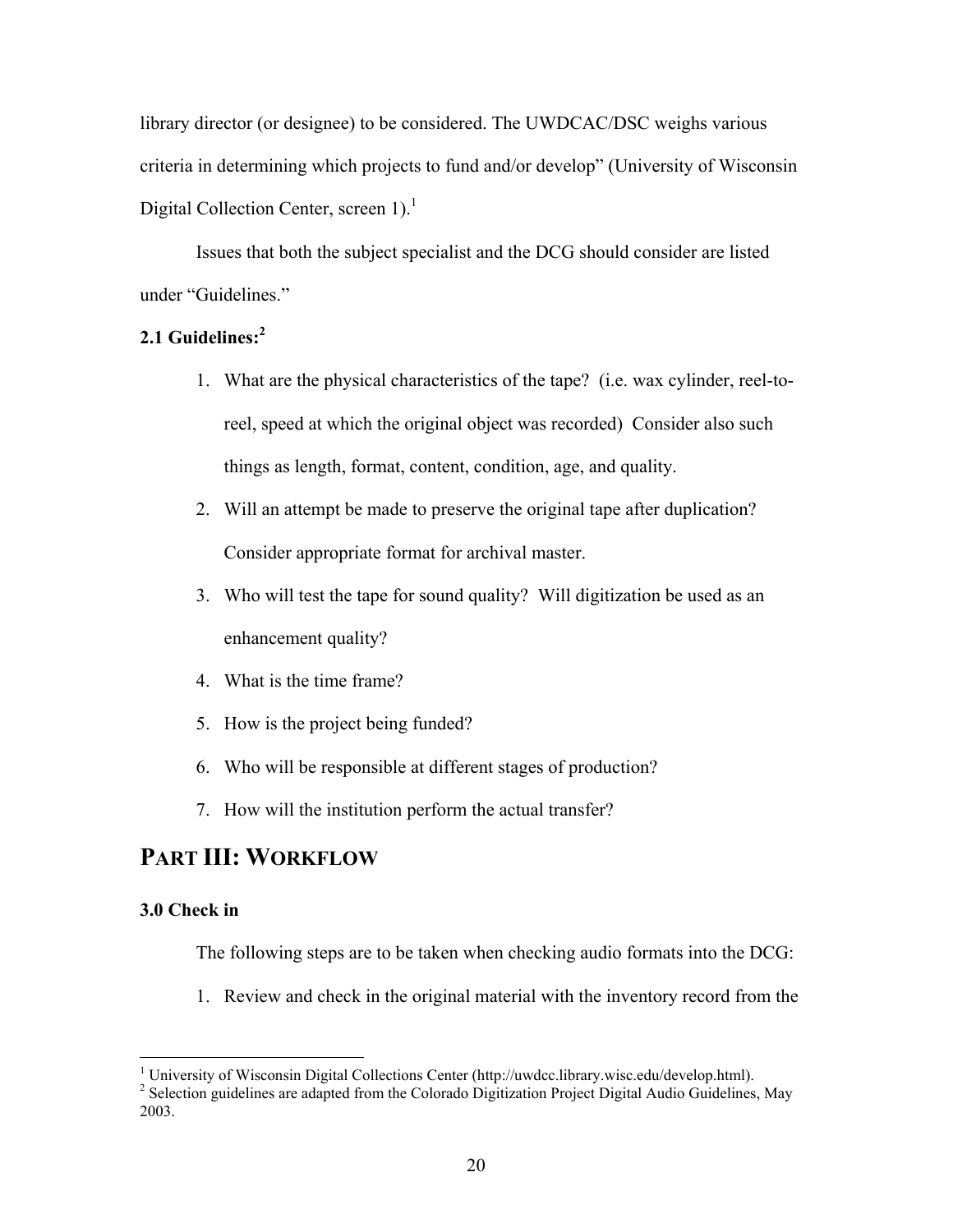library director (or designee) to be considered. The UWDCAC/DSC weighs various criteria in determining which projects to fund and/or develop" (University of Wisconsin Digital Collection Center, screen 1).[1]

Issues that both the subject specialist and the DCG should consider are listed under "Guidelines."

### 2.1 Guidelines:[2]

1. What are the physical characteristics of the tape? (i.e. wax cylinder, reel-to-reel, speed at which the original object was recorded) Consider also such things as length, format, content, condition, age, and quality.
2. Will an attempt be made to preserve the original tape after duplication? Consider appropriate format for archival master.
3. Who will test the tape for sound quality? Will digitization be used as an enhancement quality?
4. What is the time frame?
5. How is the project being funded?
6. Who will be responsible at different stages of production?
7. How will the institution perform the actual transfer?

## PART III: WORKFLOW

### 3.0 Check in

The following steps are to be taken when checking audio formats into the DCG:

1. Review and check in the original material with the inventory record from the

---

[1] University of Wisconsin Digital Collections Center (http://uwdcc.library.wisc.edu/develop.html).

[2] Selection guidelines are adapted from the Colorado Digitization Project Digital Audio Guidelines, May 2003.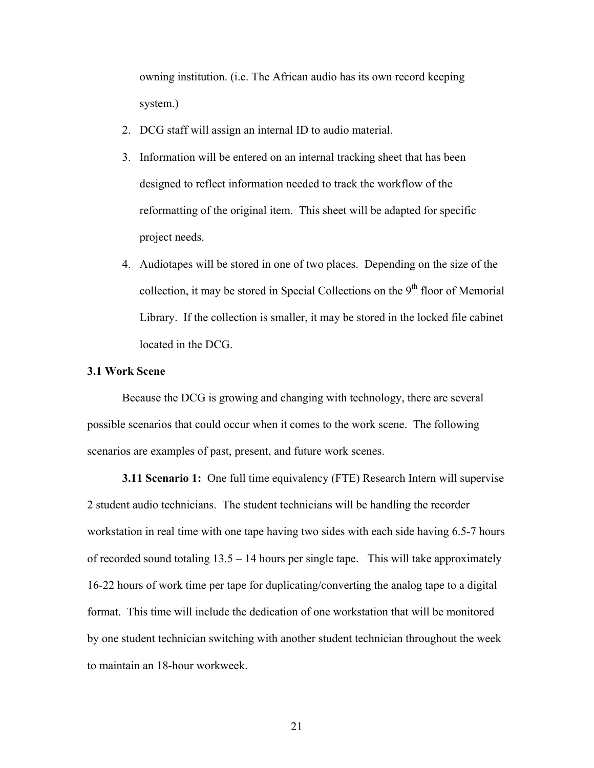owning institution. (i.e. The African audio has its own record keeping system.)

2. DCG staff will assign an internal ID to audio material.
3. Information will be entered on an internal tracking sheet that has been designed to reflect information needed to track the workflow of the reformatting of the original item. This sheet will be adapted for specific project needs.
4. Audiotapes will be stored in one of two places. Depending on the size of the collection, it may be stored in Special Collections on the 9th floor of Memorial Library. If the collection is smaller, it may be stored in the locked file cabinet located in the DCG.

### 3.1 Work Scene

Because the DCG is growing and changing with technology, there are several possible scenarios that could occur when it comes to the work scene. The following scenarios are examples of past, present, and future work scenes.

**3.11 Scenario 1:** One full time equivalency (FTE) Research Intern will supervise 2 student audio technicians. The student technicians will be handling the recorder workstation in real time with one tape having two sides with each side having 6.5-7 hours of recorded sound totaling 13.5 – 14 hours per single tape. This will take approximately 16-22 hours of work time per tape for duplicating/converting the analog tape to a digital format. This time will include the dedication of one workstation that will be monitored by one student technician switching with another student technician throughout the week to maintain an 18-hour workweek.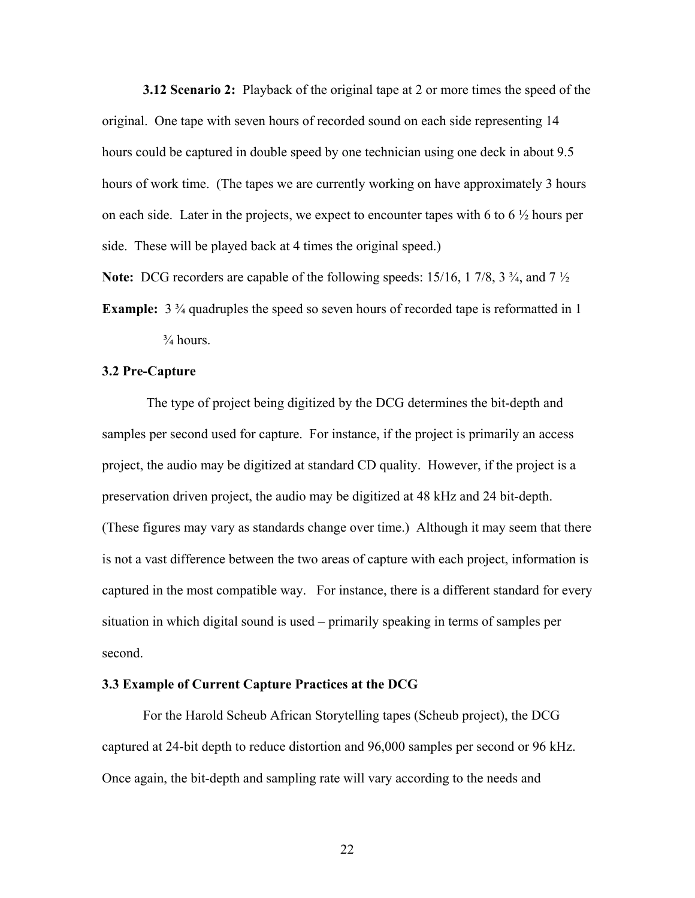**3.12 Scenario 2:** Playback of the original tape at 2 or more times the speed of the original. One tape with seven hours of recorded sound on each side representing 14 hours could be captured in double speed by one technician using one deck in about 9.5 hours of work time. (The tapes we are currently working on have approximately 3 hours on each side. Later in the projects, we expect to encounter tapes with 6 to 6 ½ hours per side. These will be played back at 4 times the original speed.)

**Note:** DCG recorders are capable of the following speeds: 15/16, 1 7/8, 3 ¾, and 7 ½

**Example:** 3 ¾ quadruples the speed so seven hours of recorded tape is reformatted in 1 ¾ hours.

### 3.2 Pre-Capture

The type of project being digitized by the DCG determines the bit-depth and samples per second used for capture. For instance, if the project is primarily an access project, the audio may be digitized at standard CD quality. However, if the project is a preservation driven project, the audio may be digitized at 48 kHz and 24 bit-depth. (These figures may vary as standards change over time.) Although it may seem that there is not a vast difference between the two areas of capture with each project, information is captured in the most compatible way. For instance, there is a different standard for every situation in which digital sound is used – primarily speaking in terms of samples per second.

### 3.3 Example of Current Capture Practices at the DCG

For the Harold Scheub African Storytelling tapes (Scheub project), the DCG captured at 24-bit depth to reduce distortion and 96,000 samples per second or 96 kHz. Once again, the bit-depth and sampling rate will vary according to the needs and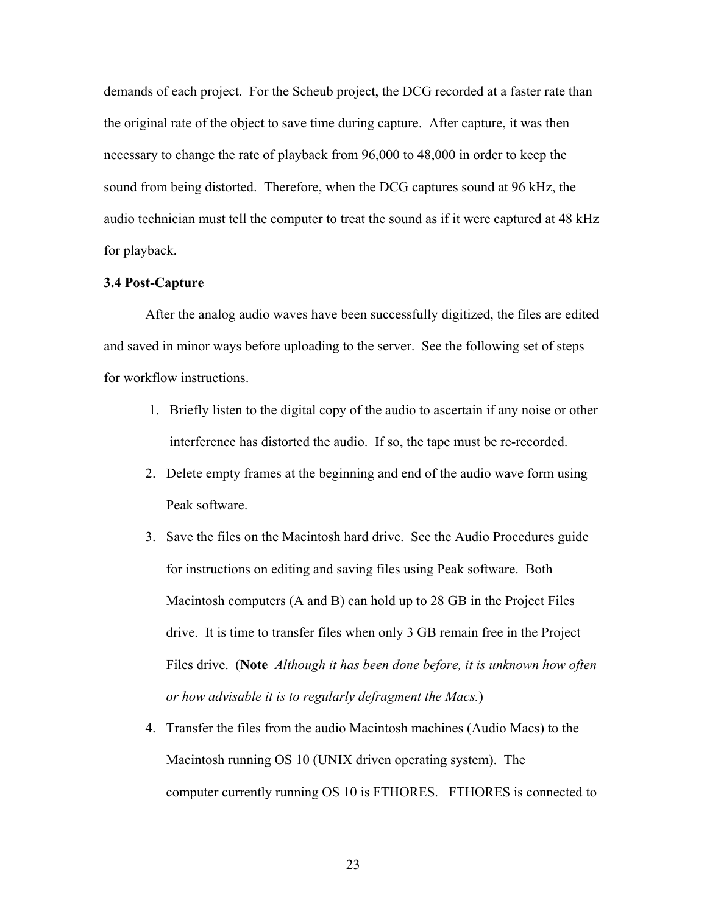demands of each project. For the Scheub project, the DCG recorded at a faster rate than the original rate of the object to save time during capture. After capture, it was then necessary to change the rate of playback from 96,000 to 48,000 in order to keep the sound from being distorted. Therefore, when the DCG captures sound at 96 kHz, the audio technician must tell the computer to treat the sound as if it were captured at 48 kHz for playback.

### 3.4 Post-Capture

After the analog audio waves have been successfully digitized, the files are edited and saved in minor ways before uploading to the server. See the following set of steps for workflow instructions.

1. Briefly listen to the digital copy of the audio to ascertain if any noise or other interference has distorted the audio. If so, the tape must be re-recorded.
2. Delete empty frames at the beginning and end of the audio wave form using Peak software.
3. Save the files on the Macintosh hard drive. See the Audio Procedures guide for instructions on editing and saving files using Peak software. Both Macintosh computers (A and B) can hold up to 28 GB in the Project Files drive. It is time to transfer files when only 3 GB remain free in the Project Files drive. (**Note** *Although it has been done before, it is unknown how often or how advisable it is to regularly defragment the Macs.*)
4. Transfer the files from the audio Macintosh machines (Audio Macs) to the Macintosh running OS 10 (UNIX driven operating system). The computer currently running OS 10 is FTHORES. FTHORES is connected to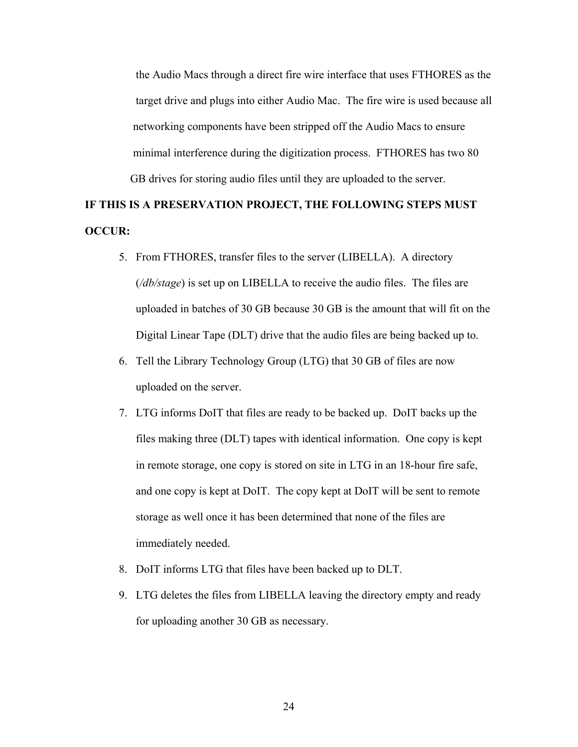the Audio Macs through a direct fire wire interface that uses FTHORES as the target drive and plugs into either Audio Mac. The fire wire is used because all networking components have been stripped off the Audio Macs to ensure minimal interference during the digitization process. FTHORES has two 80 GB drives for storing audio files until they are uploaded to the server.

**IF THIS IS A PRESERVATION PROJECT, THE FOLLOWING STEPS MUST OCCUR:**

5. From FTHORES, transfer files to the server (LIBELLA). A directory (*/db/stage*) is set up on LIBELLA to receive the audio files. The files are uploaded in batches of 30 GB because 30 GB is the amount that will fit on the Digital Linear Tape (DLT) drive that the audio files are being backed up to.
6. Tell the Library Technology Group (LTG) that 30 GB of files are now uploaded on the server.
7. LTG informs DoIT that files are ready to be backed up. DoIT backs up the files making three (DLT) tapes with identical information. One copy is kept in remote storage, one copy is stored on site in LTG in an 18-hour fire safe, and one copy is kept at DoIT. The copy kept at DoIT will be sent to remote storage as well once it has been determined that none of the files are immediately needed.
8. DoIT informs LTG that files have been backed up to DLT.
9. LTG deletes the files from LIBELLA leaving the directory empty and ready for uploading another 30 GB as necessary.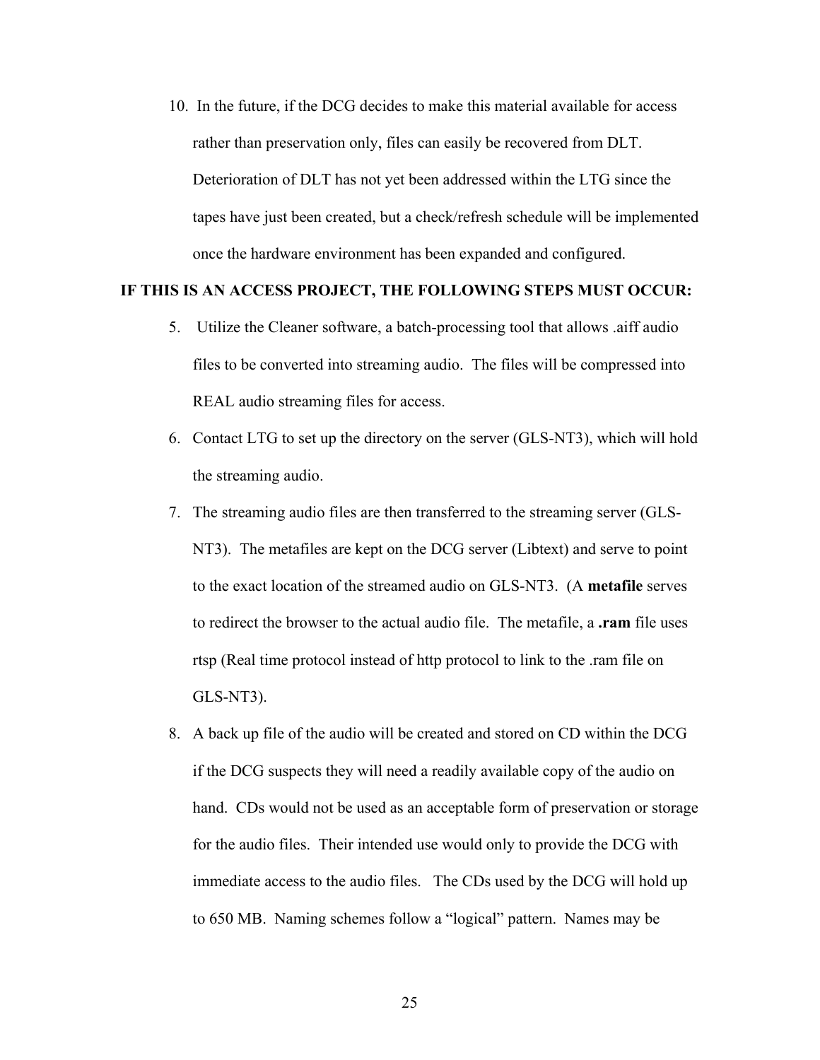10. In the future, if the DCG decides to make this material available for access rather than preservation only, files can easily be recovered from DLT. Deterioration of DLT has not yet been addressed within the LTG since the tapes have just been created, but a check/refresh schedule will be implemented once the hardware environment has been expanded and configured.

**IF THIS IS AN ACCESS PROJECT, THE FOLLOWING STEPS MUST OCCUR:**

5. Utilize the Cleaner software, a batch-processing tool that allows .aiff audio files to be converted into streaming audio. The files will be compressed into REAL audio streaming files for access.
6. Contact LTG to set up the directory on the server (GLS-NT3), which will hold the streaming audio.
7. The streaming audio files are then transferred to the streaming server (GLS-NT3). The metafiles are kept on the DCG server (Libtext) and serve to point to the exact location of the streamed audio on GLS-NT3. (A **metafile** serves to redirect the browser to the actual audio file. The metafile, a **.ram** file uses rtsp (Real time protocol instead of http protocol to link to the .ram file on GLS-NT3).
8. A back up file of the audio will be created and stored on CD within the DCG if the DCG suspects they will need a readily available copy of the audio on hand. CDs would not be used as an acceptable form of preservation or storage for the audio files. Their intended use would only to provide the DCG with immediate access to the audio files. The CDs used by the DCG will hold up to 650 MB. Naming schemes follow a "logical" pattern. Names may be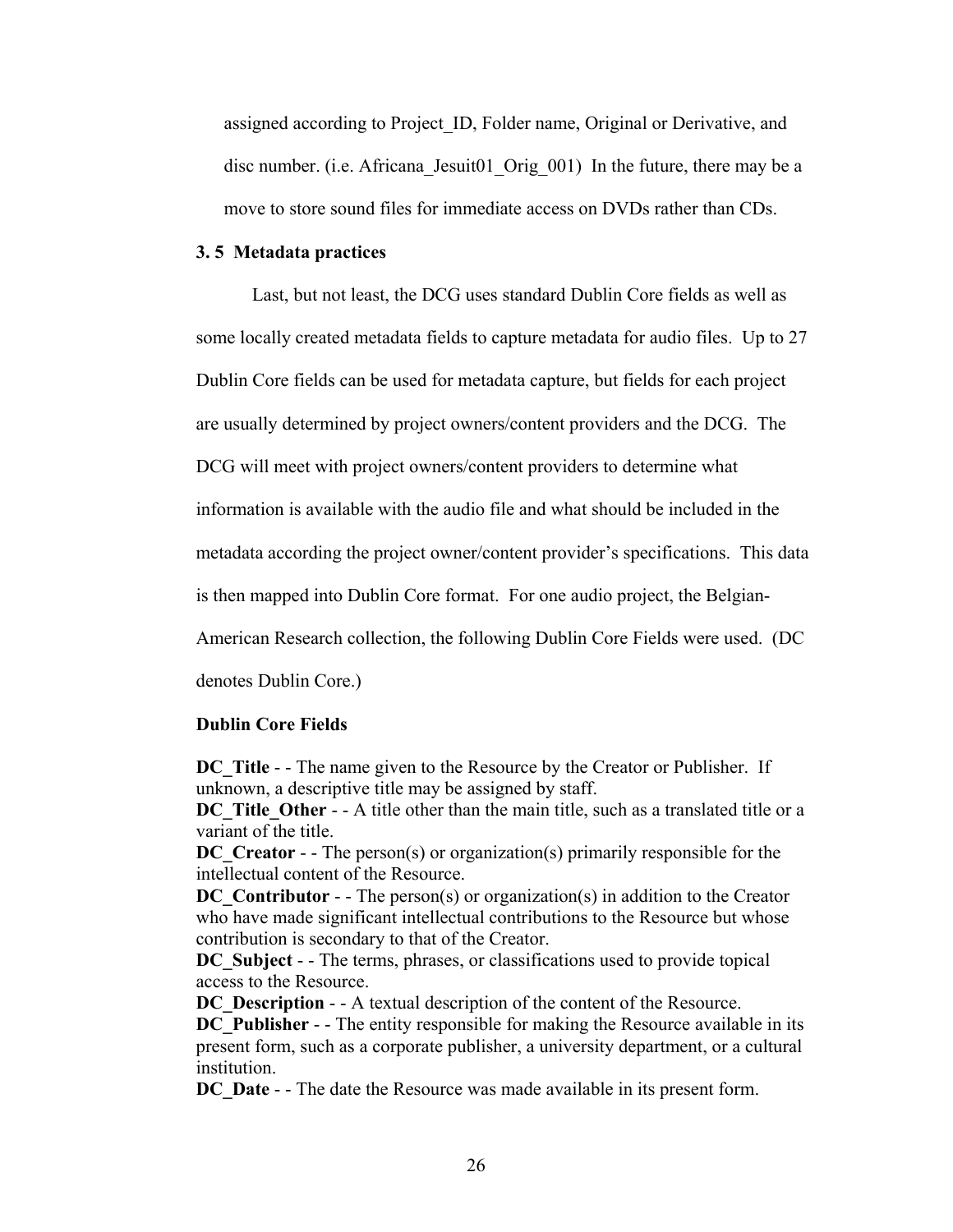assigned according to Project_ID, Folder name, Original or Derivative, and disc number. (i.e. Africana_Jesuit01_Orig_001) In the future, there may be a move to store sound files for immediate access on DVDs rather than CDs.

### 3. 5 Metadata practices

Last, but not least, the DCG uses standard Dublin Core fields as well as some locally created metadata fields to capture metadata for audio files. Up to 27 Dublin Core fields can be used for metadata capture, but fields for each project are usually determined by project owners/content providers and the DCG. The DCG will meet with project owners/content providers to determine what information is available with the audio file and what should be included in the metadata according the project owner/content provider's specifications. This data is then mapped into Dublin Core format. For one audio project, the Belgian-American Research collection, the following Dublin Core Fields were used. (DC denotes Dublin Core.)

**Dublin Core Fields**

**DC_Title** - - The name given to the Resource by the Creator or Publisher. If unknown, a descriptive title may be assigned by staff.
**DC_Title_Other** - - A title other than the main title, such as a translated title or a variant of the title.
**DC_Creator** - - The person(s) or organization(s) primarily responsible for the intellectual content of the Resource.
**DC_Contributor** - - The person(s) or organization(s) in addition to the Creator who have made significant intellectual contributions to the Resource but whose contribution is secondary to that of the Creator.
**DC_Subject** - - The terms, phrases, or classifications used to provide topical access to the Resource.
**DC_Description** - - A textual description of the content of the Resource.
**DC_Publisher** - - The entity responsible for making the Resource available in its present form, such as a corporate publisher, a university department, or a cultural institution.
**DC_Date** - - The date the Resource was made available in its present form.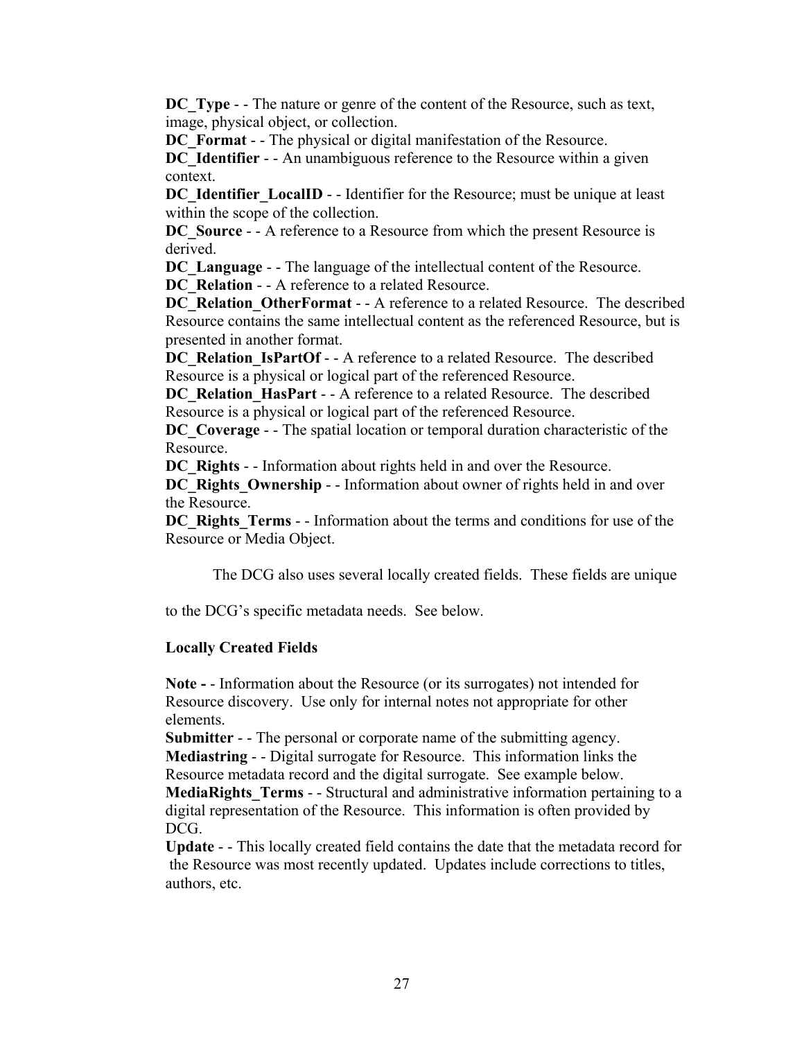**DC_Type** - - The nature or genre of the content of the Resource, such as text, image, physical object, or collection.
**DC_Format** - - The physical or digital manifestation of the Resource.
**DC_Identifier** - - An unambiguous reference to the Resource within a given context.
**DC_Identifier_LocalID** - - Identifier for the Resource; must be unique at least within the scope of the collection.
**DC_Source** - - A reference to a Resource from which the present Resource is derived.
**DC_Language** - - The language of the intellectual content of the Resource.
**DC_Relation** - - A reference to a related Resource.
**DC_Relation_OtherFormat** - - A reference to a related Resource. The described Resource contains the same intellectual content as the referenced Resource, but is presented in another format.
**DC_Relation_IsPartOf** - - A reference to a related Resource. The described Resource is a physical or logical part of the referenced Resource.
**DC_Relation_HasPart** - - A reference to a related Resource. The described Resource is a physical or logical part of the referenced Resource.
**DC_Coverage** - - The spatial location or temporal duration characteristic of the Resource.
**DC_Rights** - - Information about rights held in and over the Resource.
**DC_Rights_Ownership** - - Information about owner of rights held in and over the Resource.
**DC_Rights_Terms** - - Information about the terms and conditions for use of the Resource or Media Object.

The DCG also uses several locally created fields. These fields are unique to the DCG's specific metadata needs. See below.

**Locally Created Fields**

**Note -** - Information about the Resource (or its surrogates) not intended for Resource discovery. Use only for internal notes not appropriate for other elements.
**Submitter** - - The personal or corporate name of the submitting agency.
**Mediastring** - - Digital surrogate for Resource. This information links the Resource metadata record and the digital surrogate. See example below.
**MediaRights_Terms** - - Structural and administrative information pertaining to a digital representation of the Resource. This information is often provided by DCG.
**Update** - - This locally created field contains the date that the metadata record for the Resource was most recently updated. Updates include corrections to titles, authors, etc.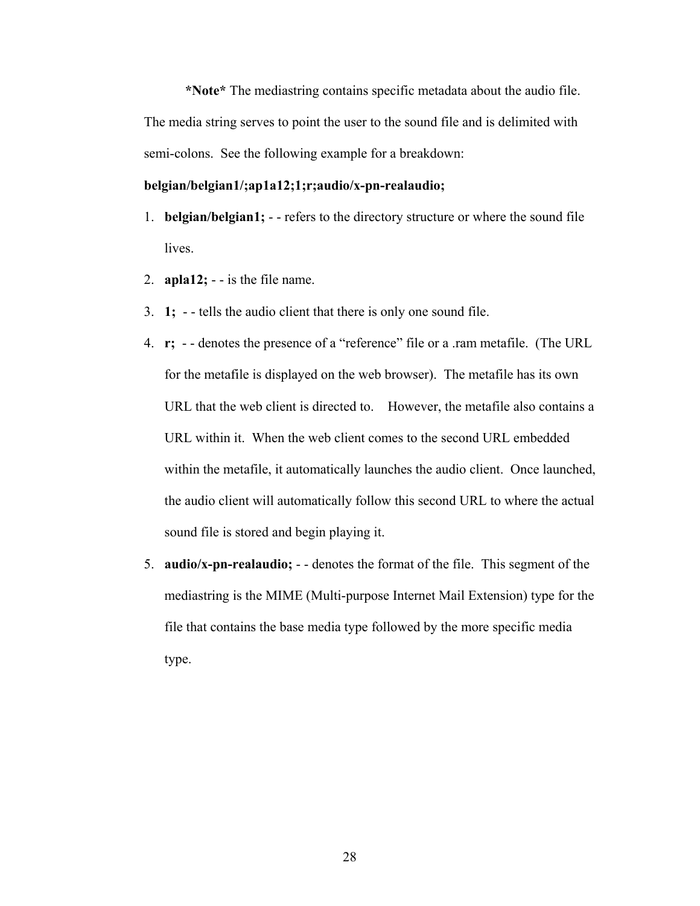**\*Note\*** The mediastring contains specific metadata about the audio file. The media string serves to point the user to the sound file and is delimited with semi-colons. See the following example for a breakdown:

**belgian/belgian1/;ap1a12;1;r;audio/x-pn-realaudio;**

1. **belgian/belgian1;** - - refers to the directory structure or where the sound file lives.
2. **apla12;** - - is the file name.
3. **1;** - - tells the audio client that there is only one sound file.
4. **r;** - - denotes the presence of a "reference" file or a .ram metafile. (The URL for the metafile is displayed on the web browser). The metafile has its own URL that the web client is directed to. However, the metafile also contains a URL within it. When the web client comes to the second URL embedded within the metafile, it automatically launches the audio client. Once launched, the audio client will automatically follow this second URL to where the actual sound file is stored and begin playing it.
5. **audio/x-pn-realaudio;** - - denotes the format of the file. This segment of the mediastring is the MIME (Multi-purpose Internet Mail Extension) type for the file that contains the base media type followed by the more specific media type.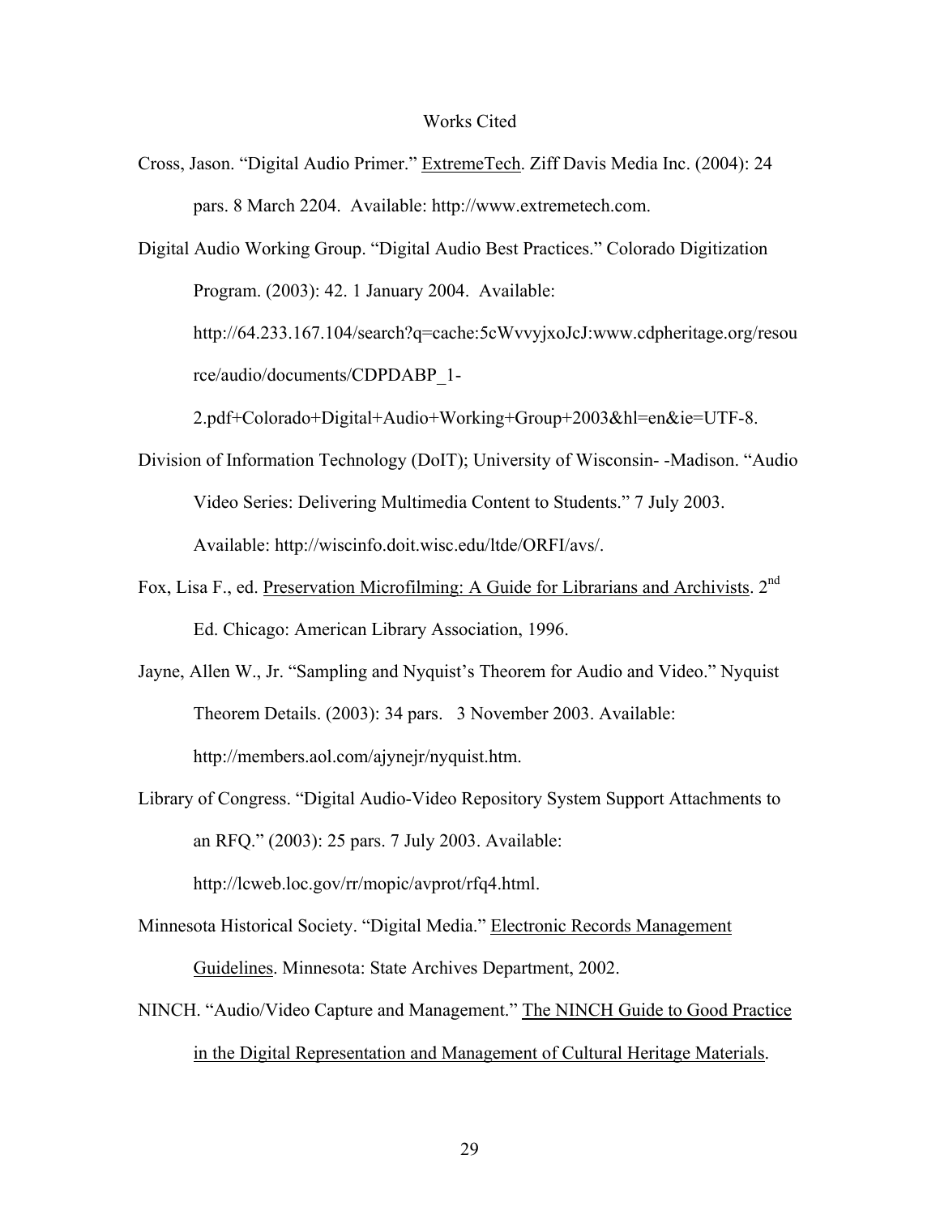# Works Cited

Cross, Jason. "Digital Audio Primer." ExtremeTech. Ziff Davis Media Inc. (2004): 24 pars. 8 March 2204. Available: http://www.extremetech.com.

Digital Audio Working Group. "Digital Audio Best Practices." Colorado Digitization Program. (2003): 42. 1 January 2004. Available: http://64.233.167.104/search?q=cache:5cWvvyjxoJcJ:www.cdpheritage.org/resource/audio/documents/CDPDABP_1-2.pdf+Colorado+Digital+Audio+Working+Group+2003&hl=en&ie=UTF-8.

Division of Information Technology (DoIT); University of Wisconsin- -Madison. "Audio Video Series: Delivering Multimedia Content to Students." 7 July 2003. Available: http://wiscinfo.doit.wisc.edu/ltde/ORFI/avs/.

Fox, Lisa F., ed. Preservation Microfilming: A Guide for Librarians and Archivists. 2nd Ed. Chicago: American Library Association, 1996.

Jayne, Allen W., Jr. "Sampling and Nyquist's Theorem for Audio and Video." Nyquist Theorem Details. (2003): 34 pars. 3 November 2003. Available: http://members.aol.com/ajynejr/nyquist.htm.

Library of Congress. "Digital Audio-Video Repository System Support Attachments to an RFQ." (2003): 25 pars. 7 July 2003. Available: http://lcweb.loc.gov/rr/mopic/avprot/rfq4.html.

Minnesota Historical Society. "Digital Media." Electronic Records Management Guidelines. Minnesota: State Archives Department, 2002.

NINCH. "Audio/Video Capture and Management." The NINCH Guide to Good Practice in the Digital Representation and Management of Cultural Heritage Materials.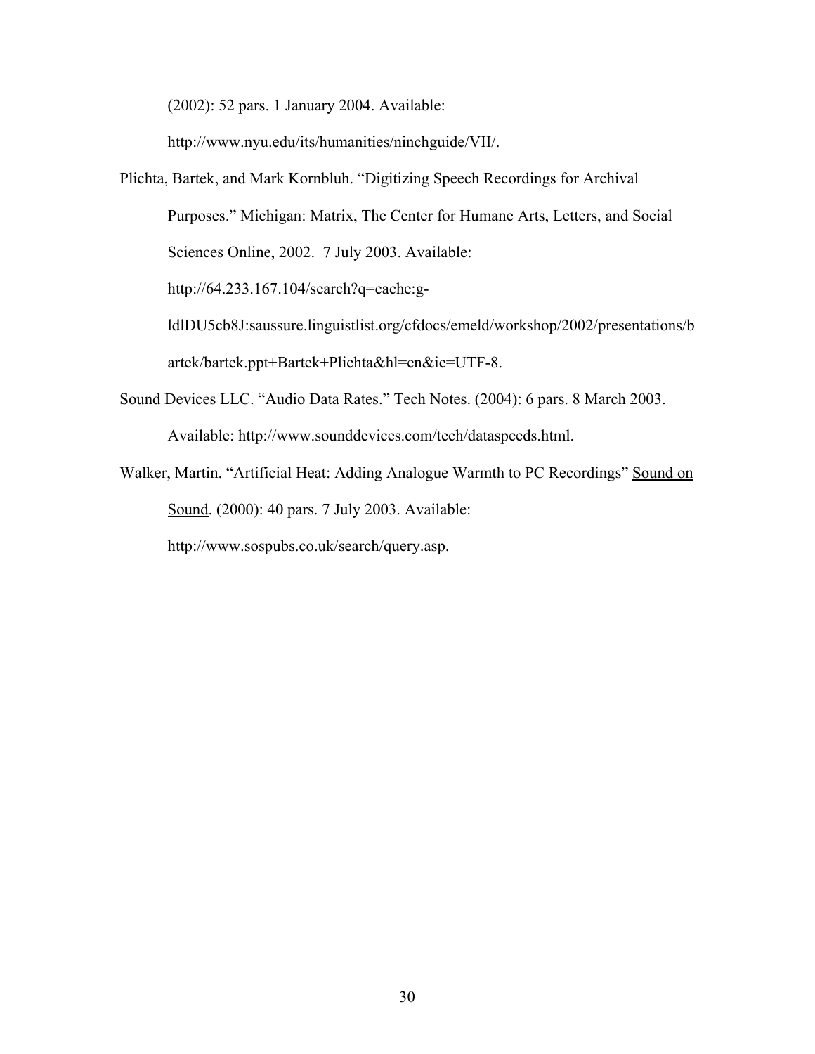(2002): 52 pars. 1 January 2004. Available: http://www.nyu.edu/its/humanities/ninchguide/VII/.

Plichta, Bartek, and Mark Kornbluh. "Digitizing Speech Recordings for Archival Purposes." Michigan: Matrix, The Center for Humane Arts, Letters, and Social Sciences Online, 2002. 7 July 2003. Available: http://64.233.167.104/search?q=cache:g-ldlDU5cb8J:saussure.linguistlist.org/cfdocs/emeld/workshop/2002/presentations/bartek/bartek.ppt+Bartek+Plichta&hl=en&ie=UTF-8.

Sound Devices LLC. "Audio Data Rates." Tech Notes. (2004): 6 pars. 8 March 2003. Available: http://www.sounddevices.com/tech/dataspeeds.html.

Walker, Martin. "Artificial Heat: Adding Analogue Warmth to PC Recordings" <u>Sound on Sound</u>. (2000): 40 pars. 7 July 2003. Available: http://www.sospubs.co.uk/search/query.asp.